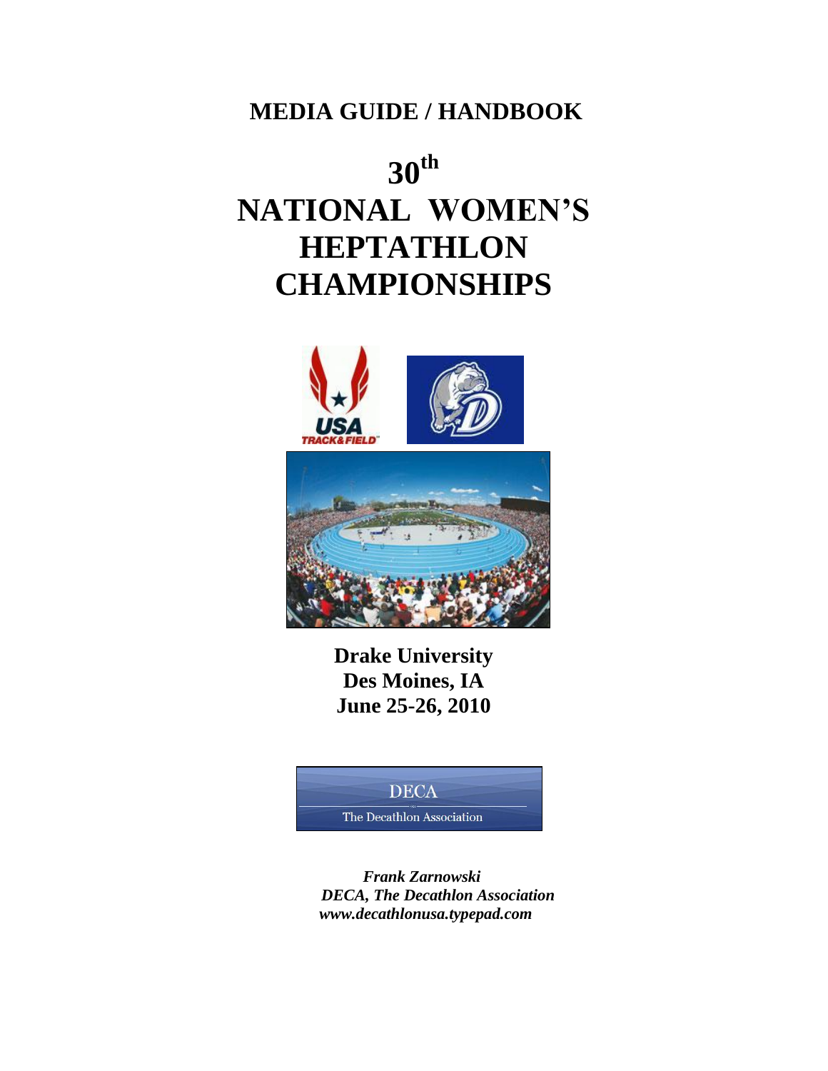**MEDIA GUIDE / HANDBOOK**

# $30^{th}$ NATIONAL WOMEN'S HEPTATHLON CHAMPIONSHIPS

**Drake University**
**Des Moines, IA**
**June 25-26, 2010**

DECA
The Decathlon Association

***Frank Zarnowski***
***DECA, The Decathlon Association***
***www.decathlonusa.typepad.com***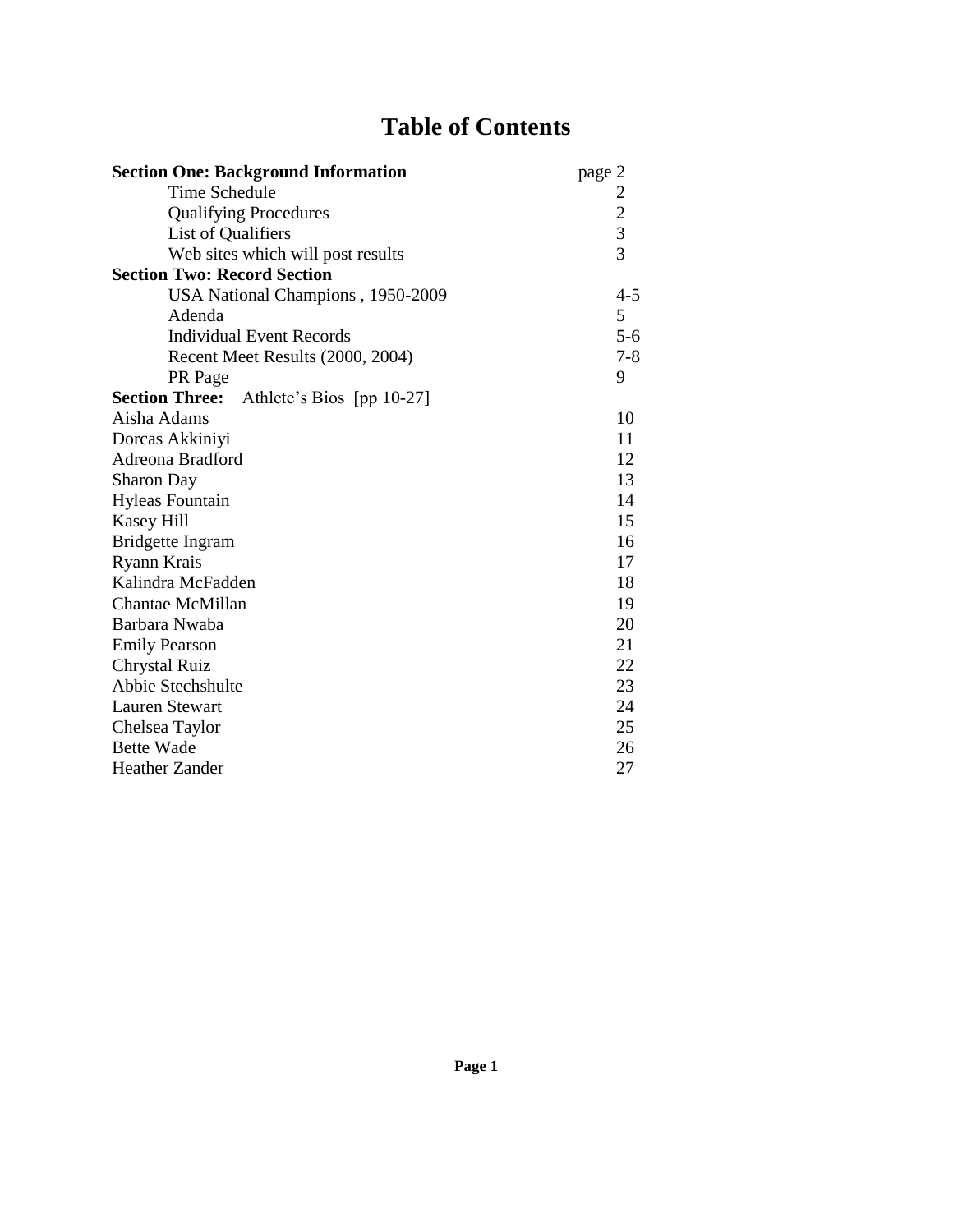# Table of Contents

| | |
|---|---|
| **Section One: Background Information** | page 2 |
| Time Schedule | 2 |
| Qualifying Procedures | 2 |
| List of Qualifiers | 3 |
| Web sites which will post results | 3 |
| **Section Two: Record Section** | |
| USA National Champions , 1950-2009 | 4-5 |
| Adenda | 5 |
| Individual Event Records | 5-6 |
| Recent Meet Results (2000, 2004) | 7-8 |
| PR Page | 9 |
| **Section Three:** Athlete's Bios [pp 10-27] | |
| Aisha Adams | 10 |
| Dorcas Akkiniyi | 11 |
| Adreona Bradford | 12 |
| Sharon Day | 13 |
| Hyleas Fountain | 14 |
| Kasey Hill | 15 |
| Bridgette Ingram | 16 |
| Ryann Krais | 17 |
| Kalindra McFadden | 18 |
| Chantae McMillan | 19 |
| Barbara Nwaba | 20 |
| Emily Pearson | 21 |
| Chrystal Ruiz | 22 |
| Abbie Stechshulte | 23 |
| Lauren Stewart | 24 |
| Chelsea Taylor | 25 |
| Bette Wade | 26 |
| Heather Zander | 27 |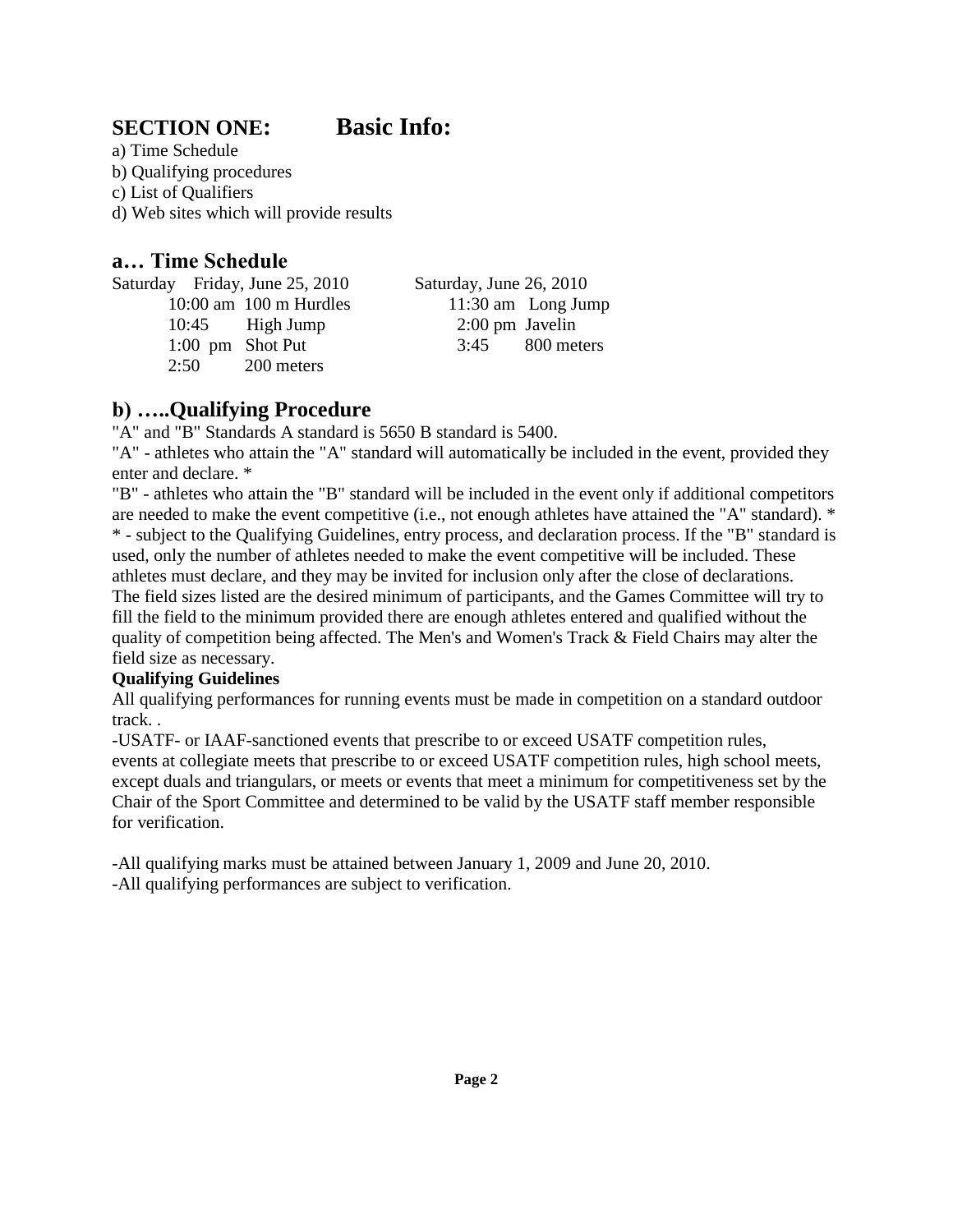## SECTION ONE: Basic Info:

a) Time Schedule
b) Qualifying procedures
c) List of Qualifiers
d) Web sites which will provide results

### a… Time Schedule

| Saturday Friday, June 25, 2010 | | Saturday, June 26, 2010 | |
|---|---|---|---|
| 10:00 am | 100 m Hurdles | 11:30 am | Long Jump |
| 10:45 | High Jump | 2:00 pm | Javelin |
| 1:00 pm | Shot Put | 3:45 | 800 meters |
| 2:50 | 200 meters | | |

### b) …..Qualifying Procedure

"A" and "B" Standards A standard is 5650 B standard is 5400.

"A" - athletes who attain the "A" standard will automatically be included in the event, provided they enter and declare. *

"B" - athletes who attain the "B" standard will be included in the event only if additional competitors are needed to make the event competitive (i.e., not enough athletes have attained the "A" standard). *

* - subject to the Qualifying Guidelines, entry process, and declaration process. If the "B" standard is used, only the number of athletes needed to make the event competitive will be included. These athletes must declare, and they may be invited for inclusion only after the close of declarations.

The field sizes listed are the desired minimum of participants, and the Games Committee will try to fill the field to the minimum provided there are enough athletes entered and qualified without the quality of competition being affected. The Men's and Women's Track & Field Chairs may alter the field size as necessary.

**Qualifying Guidelines**

All qualifying performances for running events must be made in competition on a standard outdoor track. .

-USATF- or IAAF-sanctioned events that prescribe to or exceed USATF competition rules, events at collegiate meets that prescribe to or exceed USATF competition rules, high school meets, except duals and triangulars, or meets or events that meet a minimum for competitiveness set by the Chair of the Sport Committee and determined to be valid by the USATF staff member responsible for verification.

-All qualifying marks must be attained between January 1, 2009 and June 20, 2010.

-All qualifying performances are subject to verification.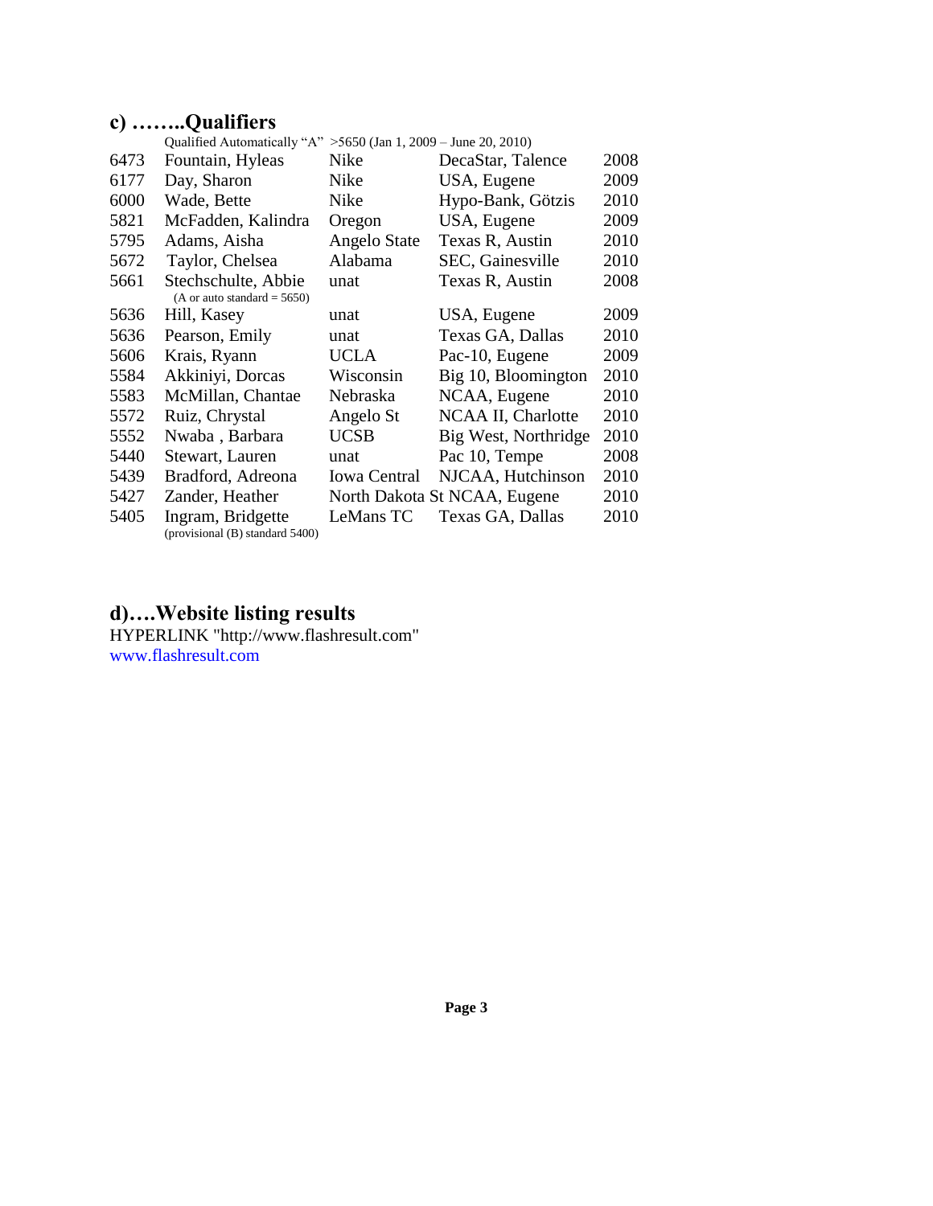## c) ……..Qualifiers

Qualified Automatically "A" >5650 (Jan 1, 2009 – June 20, 2010)

| Score | Name | Affiliation | Meet | Year |
|---|---|---|---|---|
| 6473 | Fountain, Hyleas | Nike | DecaStar, Talence | 2008 |
| 6177 | Day, Sharon | Nike | USA, Eugene | 2009 |
| 6000 | Wade, Bette | Nike | Hypo-Bank, Götzis | 2010 |
| 5821 | McFadden, Kalindra | Oregon | USA, Eugene | 2009 |
| 5795 | Adams, Aisha | Angelo State | Texas R, Austin | 2010 |
| 5672 | Taylor, Chelsea | Alabama | SEC, Gainesville | 2010 |
| 5661 | Stechschulte, Abbie | unat | Texas R, Austin | 2008 |
| | (A or auto standard = 5650) | | | |
| 5636 | Hill, Kasey | unat | USA, Eugene | 2009 |
| 5636 | Pearson, Emily | unat | Texas GA, Dallas | 2010 |
| 5606 | Krais, Ryann | UCLA | Pac-10, Eugene | 2009 |
| 5584 | Akkiniyi, Dorcas | Wisconsin | Big 10, Bloomington | 2010 |
| 5583 | McMillan, Chantae | Nebraska | NCAA, Eugene | 2010 |
| 5572 | Ruiz, Chrystal | Angelo St | NCAA II, Charlotte | 2010 |
| 5552 | Nwaba , Barbara | UCSB | Big West, Northridge | 2010 |
| 5440 | Stewart, Lauren | unat | Pac 10, Tempe | 2008 |
| 5439 | Bradford, Adreona | Iowa Central | NJCAA, Hutchinson | 2010 |
| 5427 | Zander, Heather | North Dakota St | NCAA, Eugene | 2010 |
| 5405 | Ingram, Bridgette | LeMans TC | Texas GA, Dallas | 2010 |
| | (provisional (B) standard 5400) | | | |

## d)….Website listing results

HYPERLINK "http://www.flashresult.com"
www.flashresult.com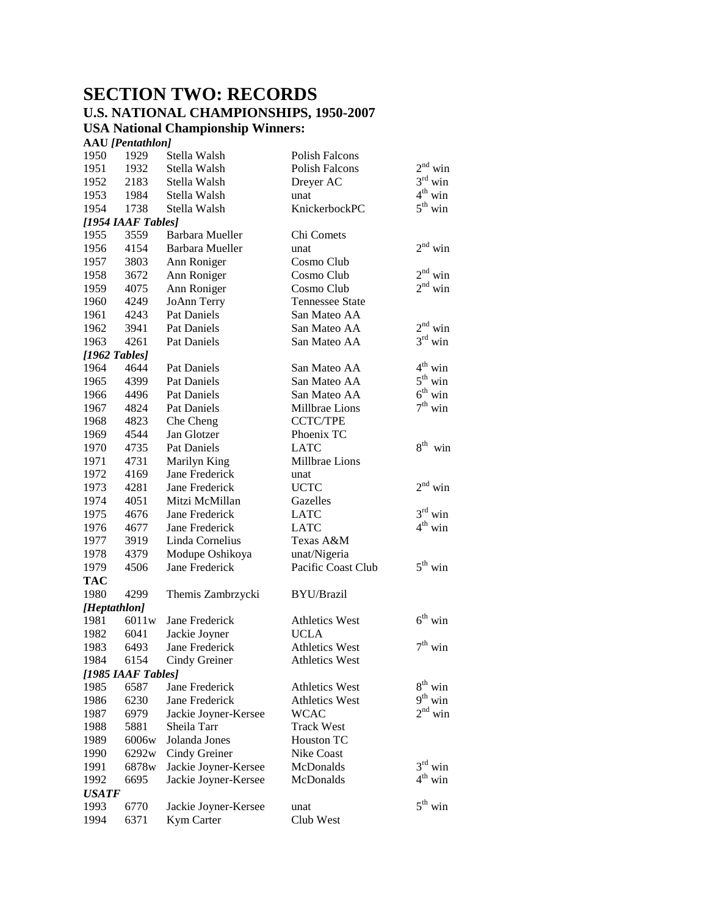# SECTION TWO: RECORDS

## U.S. NATIONAL CHAMPIONSHIPS, 1950-2007

### USA National Championship Winners:

**AAU** ***[Pentathlon]***

| | | | | |
|---|---|---|---|---|
| 1950 | 1929 | Stella Walsh | Polish Falcons | |
| 1951 | 1932 | Stella Walsh | Polish Falcons | 2nd win |
| 1952 | 2183 | Stella Walsh | Dreyer AC | 3rd win |
| 1953 | 1984 | Stella Walsh | unat | 4th win |
| 1954 | 1738 | Stella Walsh | KnickerbockPC | 5th win |
| ***[1954 IAAF Tables]*** | | | | |
| 1955 | 3559 | Barbara Mueller | Chi Comets | |
| 1956 | 4154 | Barbara Mueller | unat | 2nd win |
| 1957 | 3803 | Ann Roniger | Cosmo Club | |
| 1958 | 3672 | Ann Roniger | Cosmo Club | 2nd win |
| 1959 | 4075 | Ann Roniger | Cosmo Club | 2nd win |
| 1960 | 4249 | JoAnn Terry | Tennessee State | |
| 1961 | 4243 | Pat Daniels | San Mateo AA | |
| 1962 | 3941 | Pat Daniels | San Mateo AA | 2nd win |
| 1963 | 4261 | Pat Daniels | San Mateo AA | 3rd win |
| ***[1962 Tables]*** | | | | |
| 1964 | 4644 | Pat Daniels | San Mateo AA | 4th win |
| 1965 | 4399 | Pat Daniels | San Mateo AA | 5th win |
| 1966 | 4496 | Pat Daniels | San Mateo AA | 6th win |
| 1967 | 4824 | Pat Daniels | Millbrae Lions | 7th win |
| 1968 | 4823 | Che Cheng | CCTC/TPE | |
| 1969 | 4544 | Jan Glotzer | Phoenix TC | |
| 1970 | 4735 | Pat Daniels | LATC | 8th win |
| 1971 | 4731 | Marilyn King | Millbrae Lions | |
| 1972 | 4169 | Jane Frederick | unat | |
| 1973 | 4281 | Jane Frederick | UCTC | 2nd win |
| 1974 | 4051 | Mitzi McMillan | Gazelles | |
| 1975 | 4676 | Jane Frederick | LATC | 3rd win |
| 1976 | 4677 | Jane Frederick | LATC | 4th win |
| 1977 | 3919 | Linda Cornelius | Texas A&M | |
| 1978 | 4379 | Modupe Oshikoya | unat/Nigeria | |
| 1979 | 4506 | Jane Frederick | Pacific Coast Club | 5th win |
| **TAC** | | | | |
| 1980 | 4299 | Themis Zambrzycki | BYU/Brazil | |
| ***[Heptathlon]*** | | | | |
| 1981 | 6011w | Jane Frederick | Athletics West | 6th win |
| 1982 | 6041 | Jackie Joyner | UCLA | |
| 1983 | 6493 | Jane Frederick | Athletics West | 7th win |
| 1984 | 6154 | Cindy Greiner | Athletics West | |
| ***[1985 IAAF Tables]*** | | | | |
| 1985 | 6587 | Jane Frederick | Athletics West | 8th win |
| 1986 | 6230 | Jane Frederick | Athletics West | 9th win |
| 1987 | 6979 | Jackie Joyner-Kersee | WCAC | 2nd win |
| 1988 | 5881 | Sheila Tarr | Track West | |
| 1989 | 6006w | Jolanda Jones | Houston TC | |
| 1990 | 6292w | Cindy Greiner | Nike Coast | |
| 1991 | 6878w | Jackie Joyner-Kersee | McDonalds | 3rd win |
| 1992 | 6695 | Jackie Joyner-Kersee | McDonalds | 4th win |
| ***USATF*** | | | | |
| 1993 | 6770 | Jackie Joyner-Kersee | unat | 5th win |
| 1994 | 6371 | Kym Carter | Club West | |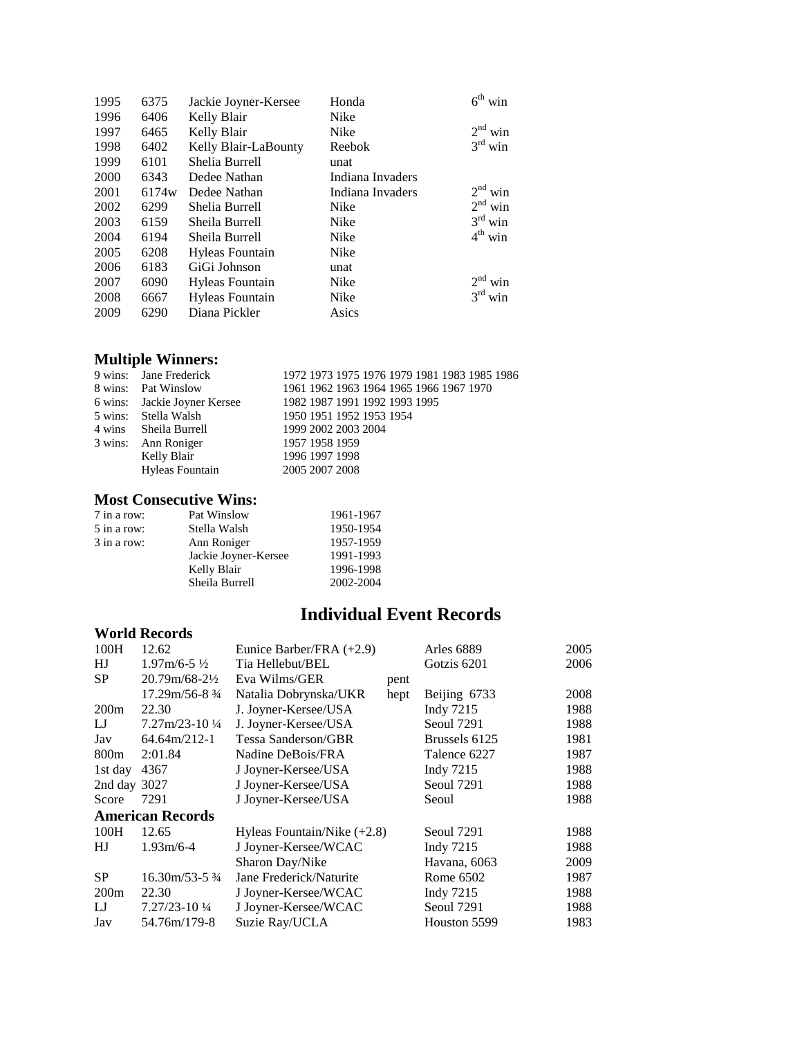| | | | | |
|---|---|---|---|---|
| 1995 | 6375 | Jackie Joyner-Kersee | Honda | 6th win |
| 1996 | 6406 | Kelly Blair | Nike | |
| 1997 | 6465 | Kelly Blair | Nike | 2nd win |
| 1998 | 6402 | Kelly Blair-LaBounty | Reebok | 3rd win |
| 1999 | 6101 | Shelia Burrell | unat | |
| 2000 | 6343 | Dedee Nathan | Indiana Invaders | |
| 2001 | 6174w | Dedee Nathan | Indiana Invaders | 2nd win |
| 2002 | 6299 | Shelia Burrell | Nike | 2nd win |
| 2003 | 6159 | Sheila Burrell | Nike | 3rd win |
| 2004 | 6194 | Sheila Burrell | Nike | 4th win |
| 2005 | 6208 | Hyleas Fountain | Nike | |
| 2006 | 6183 | GiGi Johnson | unat | |
| 2007 | 6090 | Hyleas Fountain | Nike | 2nd win |
| 2008 | 6667 | Hyleas Fountain | Nike | 3rd win |
| 2009 | 6290 | Diana Pickler | Asics | |

## Multiple Winners:

| | | |
|---|---|---|
| 9 wins: | Jane Frederick | 1972 1973 1975 1976 1979 1981 1983 1985 1986 |
| 8 wins: | Pat Winslow | 1961 1962 1963 1964 1965 1966 1967 1970 |
| 6 wins: | Jackie Joyner Kersee | 1982 1987 1991 1992 1993 1995 |
| 5 wins: | Stella Walsh | 1950 1951 1952 1953 1954 |
| 4 wins | Sheila Burrell | 1999 2002 2003 2004 |
| 3 wins: | Ann Roniger | 1957 1958 1959 |
| | Kelly Blair | 1996 1997 1998 |
| | Hyleas Fountain | 2005 2007 2008 |

## Most Consecutive Wins:

| | | |
|---|---|---|
| 7 in a row: | Pat Winslow | 1961-1967 |
| 5 in a row: | Stella Walsh | 1950-1954 |
| 3 in a row: | Ann Roniger | 1957-1959 |
| | Jackie Joyner-Kersee | 1991-1993 |
| | Kelly Blair | 1996-1998 |
| | Sheila Burrell | 2002-2004 |

# Individual Event Records

### World Records

| | | | | | |
|---|---|---|---|---|---|
| 100H | 12.62 | Eunice Barber/FRA (+2.9) | | Arles 6889 | 2005 |
| HJ | 1.97m/6-5 ½ | Tia Hellebut/BEL | | Gotzis 6201 | 2006 |
| SP | 20.79m/68-2½ | Eva Wilms/GER | pent | | |
| | 17.29m/56-8 ¾ | Natalia Dobrynska/UKR | hept | Beijing 6733 | 2008 |
| 200m | 22.30 | J. Joyner-Kersee/USA | | Indy 7215 | 1988 |
| LJ | 7.27m/23-10 ¼ | J. Joyner-Kersee/USA | | Seoul 7291 | 1988 |
| Jav | 64.64m/212-1 | Tessa Sanderson/GBR | | Brussels 6125 | 1981 |
| 800m | 2:01.84 | Nadine DeBois/FRA | | Talence 6227 | 1987 |
| 1st day | 4367 | J Joyner-Kersee/USA | | Indy 7215 | 1988 |
| 2nd day | 3027 | J Joyner-Kersee/USA | | Seoul 7291 | 1988 |
| Score | 7291 | J Joyner-Kersee/USA | | Seoul | 1988 |

### American Records

| | | | | |
|---|---|---|---|---|
| 100H | 12.65 | Hyleas Fountain/Nike (+2.8) | Seoul 7291 | 1988 |
| HJ | 1.93m/6-4 | J Joyner-Kersee/WCAC | Indy 7215 | 1988 |
| | | Sharon Day/Nike | Havana, 6063 | 2009 |
| SP | 16.30m/53-5 ¾ | Jane Frederick/Naturite | Rome 6502 | 1987 |
| 200m | 22.30 | J Joyner-Kersee/WCAC | Indy 7215 | 1988 |
| LJ | 7.27/23-10 ¼ | J Joyner-Kersee/WCAC | Seoul 7291 | 1988 |
| Jav | 54.76m/179-8 | Suzie Ray/UCLA | Houston 5599 | 1983 |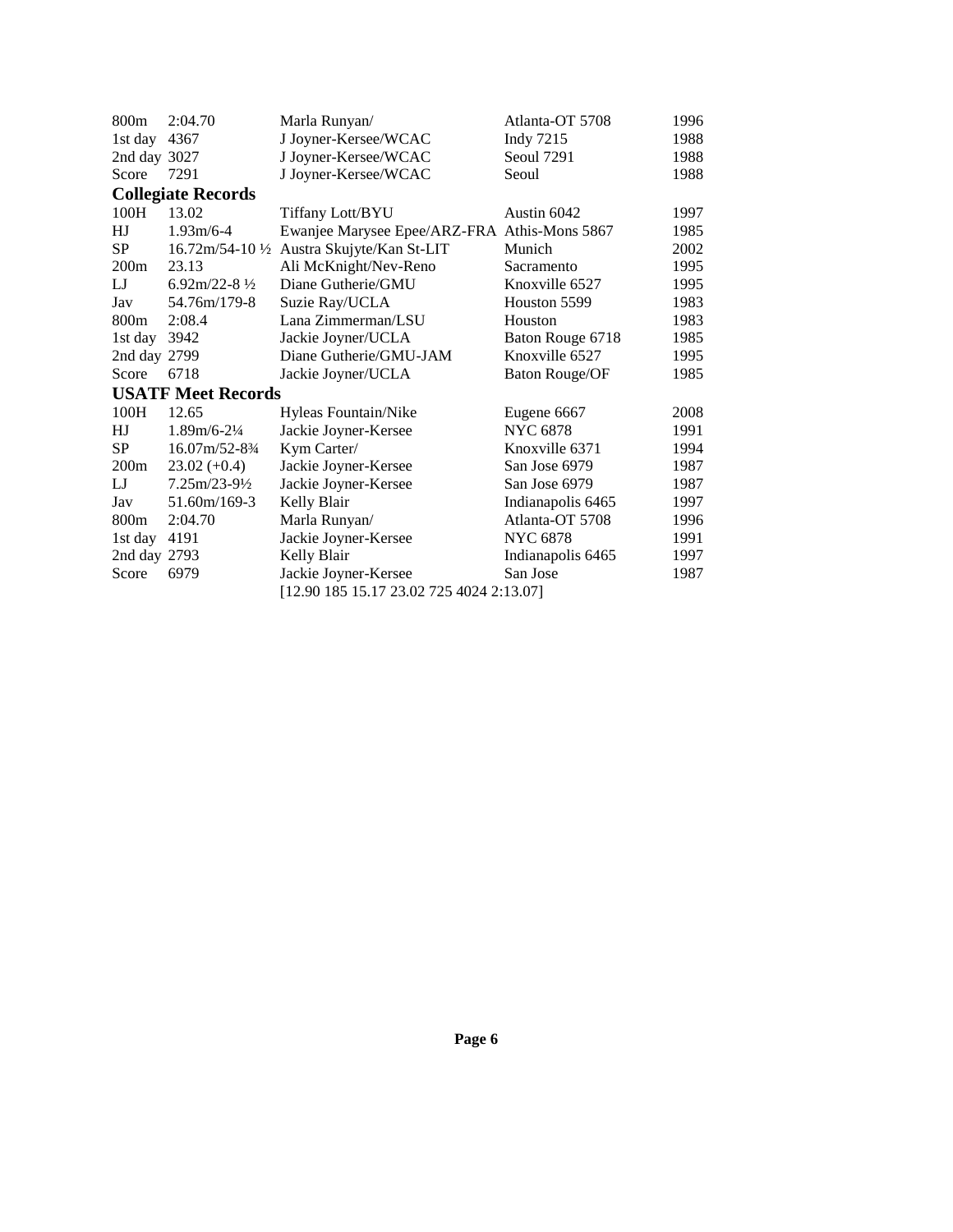| | | | | |
|---|---|---|---|---|
| 800m | 2:04.70 | Marla Runyan/ | Atlanta-OT 5708 | 1996 |
| 1st day | 4367 | J Joyner-Kersee/WCAC | Indy 7215 | 1988 |
| 2nd day | 3027 | J Joyner-Kersee/WCAC | Seoul 7291 | 1988 |
| Score | 7291 | J Joyner-Kersee/WCAC | Seoul | 1988 |

**Collegiate Records**

| | | | | |
|---|---|---|---|---|
| 100H | 13.02 | Tiffany Lott/BYU | Austin 6042 | 1997 |
| HJ | 1.93m/6-4 | Ewanjee Marysee Epee/ARZ-FRA | Athis-Mons 5867 | 1985 |
| SP | 16.72m/54-10 ½ | Austra Skujyte/Kan St-LIT | Munich | 2002 |
| 200m | 23.13 | Ali McKnight/Nev-Reno | Sacramento | 1995 |
| LJ | 6.92m/22-8 ½ | Diane Gutherie/GMU | Knoxville 6527 | 1995 |
| Jav | 54.76m/179-8 | Suzie Ray/UCLA | Houston 5599 | 1983 |
| 800m | 2:08.4 | Lana Zimmerman/LSU | Houston | 1983 |
| 1st day | 3942 | Jackie Joyner/UCLA | Baton Rouge 6718 | 1985 |
| 2nd day | 2799 | Diane Gutherie/GMU-JAM | Knoxville 6527 | 1995 |
| Score | 6718 | Jackie Joyner/UCLA | Baton Rouge/OF | 1985 |

**USATF Meet Records**

| | | | | |
|---|---|---|---|---|
| 100H | 12.65 | Hyleas Fountain/Nike | Eugene 6667 | 2008 |
| HJ | 1.89m/6-2¼ | Jackie Joyner-Kersee | NYC 6878 | 1991 |
| SP | 16.07m/52-8¾ | Kym Carter/ | Knoxville 6371 | 1994 |
| 200m | 23.02 (+0.4) | Jackie Joyner-Kersee | San Jose 6979 | 1987 |
| LJ | 7.25m/23-9½ | Jackie Joyner-Kersee | San Jose 6979 | 1987 |
| Jav | 51.60m/169-3 | Kelly Blair | Indianapolis 6465 | 1997 |
| 800m | 2:04.70 | Marla Runyan/ | Atlanta-OT 5708 | 1996 |
| 1st day | 4191 | Jackie Joyner-Kersee | NYC 6878 | 1991 |
| 2nd day | 2793 | Kelly Blair | Indianapolis 6465 | 1997 |
| Score | 6979 | Jackie Joyner-Kersee | San Jose | 1987 |
| | | [12.90 185 15.17 23.02 725 4024 2:13.07] | | |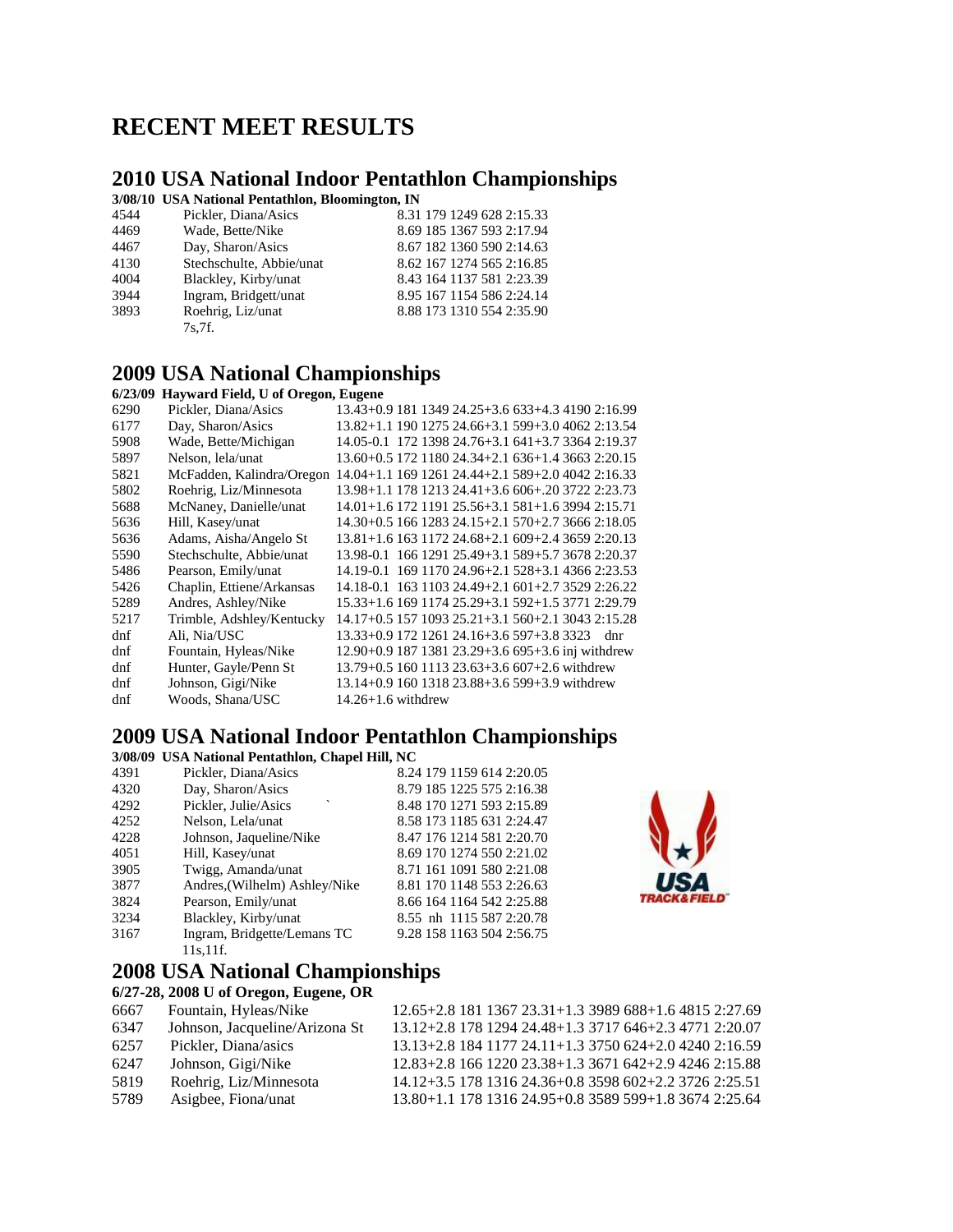# RECENT MEET RESULTS

## 2010 USA National Indoor Pentathlon Championships

**3/08/10 USA National Pentathlon, Bloomington, IN**

| | | |
|---|---|---|
| 4544 | Pickler, Diana/Asics | 8.31 179 1249 628 2:15.33 |
| 4469 | Wade, Bette/Nike | 8.69 185 1367 593 2:17.94 |
| 4467 | Day, Sharon/Asics | 8.67 182 1360 590 2:14.63 |
| 4130 | Stechschulte, Abbie/unat | 8.62 167 1274 565 2:16.85 |
| 4004 | Blackley, Kirby/unat | 8.43 164 1137 581 2:23.39 |
| 3944 | Ingram, Bridgett/unat | 8.95 167 1154 586 2:24.14 |
| 3893 | Roehrig, Liz/unat | 8.88 173 1310 554 2:35.90 |
| | 7s,7f. | |

## 2009 USA National Championships

**6/23/09 Hayward Field, U of Oregon, Eugene**

| | | |
|---|---|---|
| 6290 | Pickler, Diana/Asics | 13.43+0.9 181 1349 24.25+3.6 633+4.3 4190 2:16.99 |
| 6177 | Day, Sharon/Asics | 13.82+1.1 190 1275 24.66+3.1 599+3.0 4062 2:13.54 |
| 5908 | Wade, Bette/Michigan | 14.05-0.1 172 1398 24.76+3.1 641+3.7 3364 2:19.37 |
| 5897 | Nelson, lela/unat | 13.60+0.5 172 1180 24.34+2.1 636+1.4 3663 2:20.15 |
| 5821 | McFadden, Kalindra/Oregon | 14.04+1.1 169 1261 24.44+2.1 589+2.0 4042 2:16.33 |
| 5802 | Roehrig, Liz/Minnesota | 13.98+1.1 178 1213 24.41+3.6 606+.20 3722 2:23.73 |
| 5688 | McNaney, Danielle/unat | 14.01+1.6 172 1191 25.56+3.1 581+1.6 3994 2:15.71 |
| 5636 | Hill, Kasey/unat | 14.30+0.5 166 1283 24.15+2.1 570+2.7 3666 2:18.05 |
| 5636 | Adams, Aisha/Angelo St | 13.81+1.6 163 1172 24.68+2.1 609+2.4 3659 2:20.13 |
| 5590 | Stechschulte, Abbie/unat | 13.98-0.1 166 1291 25.49+3.1 589+5.7 3678 2:20.37 |
| 5486 | Pearson, Emily/unat | 14.19-0.1 169 1170 24.96+2.1 528+3.1 4366 2:23.53 |
| 5426 | Chaplin, Ettiene/Arkansas | 14.18-0.1 163 1103 24.49+2.1 601+2.7 3529 2:26.22 |
| 5289 | Andres, Ashley/Nike | 15.33+1.6 169 1174 25.29+3.1 592+1.5 3771 2:29.79 |
| 5217 | Trimble, Adshley/Kentucky | 14.17+0.5 157 1093 25.21+3.1 560+2.1 3043 2:15.28 |
| dnf | Ali, Nia/USC | 13.33+0.9 172 1261 24.16+3.6 597+3.8 3323 dnr |
| dnf | Fountain, Hyleas/Nike | 12.90+0.9 187 1381 23.29+3.6 695+3.6 inj withdrew |
| dnf | Hunter, Gayle/Penn St | 13.79+0.5 160 1113 23.63+3.6 607+2.6 withdrew |
| dnf | Johnson, Gigi/Nike | 13.14+0.9 160 1318 23.88+3.6 599+3.9 withdrew |
| dnf | Woods, Shana/USC | 14.26+1.6 withdrew |

## 2009 USA National Indoor Pentathlon Championships

**3/08/09 USA National Pentathlon, Chapel Hill, NC**

| | | |
|---|---|---|
| 4391 | Pickler, Diana/Asics | 8.24 179 1159 614 2:20.05 |
| 4320 | Day, Sharon/Asics | 8.79 185 1225 575 2:16.38 |
| 4292 | Pickler, Julie/Asics | 8.48 170 1271 593 2:15.89 |
| 4252 | Nelson, Lela/unat | 8.58 173 1185 631 2:24.47 |
| 4228 | Johnson, Jaqueline/Nike | 8.47 176 1214 581 2:20.70 |
| 4051 | Hill, Kasey/unat | 8.69 170 1274 550 2:21.02 |
| 3905 | Twigg, Amanda/unat | 8.71 161 1091 580 2:21.08 |
| 3877 | Andres,(Wilhelm) Ashley/Nike | 8.81 170 1148 553 2:26.63 |
| 3824 | Pearson, Emily/unat | 8.66 164 1164 542 2:25.88 |
| 3234 | Blackley, Kirby/unat | 8.55 nh 1115 587 2:20.78 |
| 3167 | Ingram, Bridgette/Lemans TC | 9.28 158 1163 504 2:56.75 |
| | 11s,11f. | |

## 2008 USA National Championships

**6/27-28, 2008 U of Oregon, Eugene, OR**

| | | |
|---|---|---|
| 6667 | Fountain, Hyleas/Nike | 12.65+2.8 181 1367 23.31+1.3 3989 688+1.6 4815 2:27.69 |
| 6347 | Johnson, Jacqueline/Arizona St | 13.12+2.8 178 1294 24.48+1.3 3717 646+2.3 4771 2:20.07 |
| 6257 | Pickler, Diana/asics | 13.13+2.8 184 1177 24.11+1.3 3750 624+2.0 4240 2:16.59 |
| 6247 | Johnson, Gigi/Nike | 12.83+2.8 166 1220 23.38+1.3 3671 642+2.9 4246 2:15.88 |
| 5819 | Roehrig, Liz/Minnesota | 14.12+3.5 178 1316 24.36+0.8 3598 602+2.2 3726 2:25.51 |
| 5789 | Asigbee, Fiona/unat | 13.80+1.1 178 1316 24.95+0.8 3589 599+1.8 3674 2:25.64 |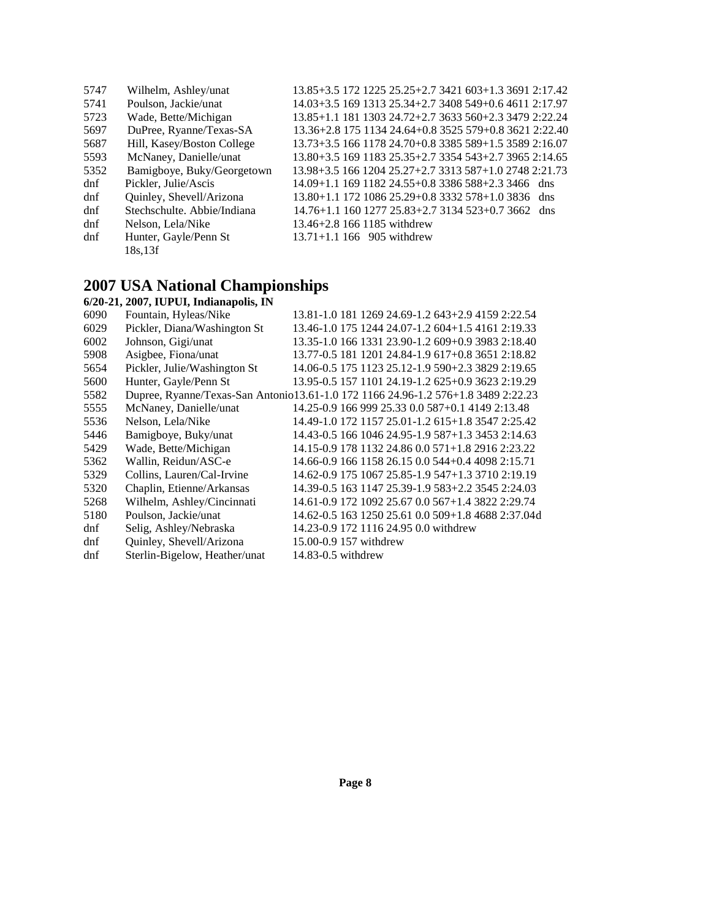| | | |
|---|---|---|
| 5747 | Wilhelm, Ashley/unat | 13.85+3.5 172 1225 25.25+2.7 3421 603+1.3 3691 2:17.42 |
| 5741 | Poulson, Jackie/unat | 14.03+3.5 169 1313 25.34+2.7 3408 549+0.6 4611 2:17.97 |
| 5723 | Wade, Bette/Michigan | 13.85+1.1 181 1303 24.72+2.7 3633 560+2.3 3479 2:22.24 |
| 5697 | DuPree, Ryanne/Texas-SA | 13.36+2.8 175 1134 24.64+0.8 3525 579+0.8 3621 2:22.40 |
| 5687 | Hill, Kasey/Boston College | 13.73+3.5 166 1178 24.70+0.8 3385 589+1.5 3589 2:16.07 |
| 5593 | McNaney, Danielle/unat | 13.80+3.5 169 1183 25.35+2.7 3354 543+2.7 3965 2:14.65 |
| 5352 | Bamigboye, Buky/Georgetown | 13.98+3.5 166 1204 25.27+2.7 3313 587+1.0 2748 2:21.73 |
| dnf | Pickler, Julie/Ascis | 14.09+1.1 169 1182 24.55+0.8 3386 588+2.3 3466 dns |
| dnf | Quinley, Shevell/Arizona | 13.80+1.1 172 1086 25.29+0.8 3332 578+1.0 3836 dns |
| dnf | Stechschulte. Abbie/Indiana | 14.76+1.1 160 1277 25.83+2.7 3134 523+0.7 3662 dns |
| dnf | Nelson, Lela/Nike | 13.46+2.8 166 1185 withdrew |
| dnf | Hunter, Gayle/Penn St | 13.71+1.1 166 905 withdrew |
| | 18s,13f | |

## 2007 USA National Championships

**6/20-21, 2007, IUPUI, Indianapolis, IN**

| | | |
|---|---|---|
| 6090 | Fountain, Hyleas/Nike | 13.81-1.0 181 1269 24.69-1.2 643+2.9 4159 2:22.54 |
| 6029 | Pickler, Diana/Washington St | 13.46-1.0 175 1244 24.07-1.2 604+1.5 4161 2:19.33 |
| 6002 | Johnson, Gigi/unat | 13.35-1.0 166 1331 23.90-1.2 609+0.9 3983 2:18.40 |
| 5908 | Asigbee, Fiona/unat | 13.77-0.5 181 1201 24.84-1.9 617+0.8 3651 2:18.82 |
| 5654 | Pickler, Julie/Washington St | 14.06-0.5 175 1123 25.12-1.9 590+2.3 3829 2:19.65 |
| 5600 | Hunter, Gayle/Penn St | 13.95-0.5 157 1101 24.19-1.2 625+0.9 3623 2:19.29 |
| 5582 | Dupree, Ryanne/Texas-San Antonio | 13.61-1.0 172 1166 24.96-1.2 576+1.8 3489 2:22.23 |
| 5555 | McNaney, Danielle/unat | 14.25-0.9 166 999 25.33 0.0 587+0.1 4149 2:13.48 |
| 5536 | Nelson, Lela/Nike | 14.49-1.0 172 1157 25.01-1.2 615+1.8 3547 2:25.42 |
| 5446 | Bamigboye, Buky/unat | 14.43-0.5 166 1046 24.95-1.9 587+1.3 3453 2:14.63 |
| 5429 | Wade, Bette/Michigan | 14.15-0.9 178 1132 24.86 0.0 571+1.8 2916 2:23.22 |
| 5362 | Wallin, Reidun/ASC-e | 14.66-0.9 166 1158 26.15 0.0 544+0.4 4098 2:15.71 |
| 5329 | Collins, Lauren/Cal-Irvine | 14.62-0.9 175 1067 25.85-1.9 547+1.3 3710 2:19.19 |
| 5320 | Chaplin, Etienne/Arkansas | 14.39-0.5 163 1147 25.39-1.9 583+2.2 3545 2:24.03 |
| 5268 | Wilhelm, Ashley/Cincinnati | 14.61-0.9 172 1092 25.67 0.0 567+1.4 3822 2:29.74 |
| 5180 | Poulson, Jackie/unat | 14.62-0.5 163 1250 25.61 0.0 509+1.8 4688 2:37.04d |
| dnf | Selig, Ashley/Nebraska | 14.23-0.9 172 1116 24.95 0.0 withdrew |
| dnf | Quinley, Shevell/Arizona | 15.00-0.9 157 withdrew |
| dnf | Sterlin-Bigelow, Heather/unat | 14.83-0.5 withdrew |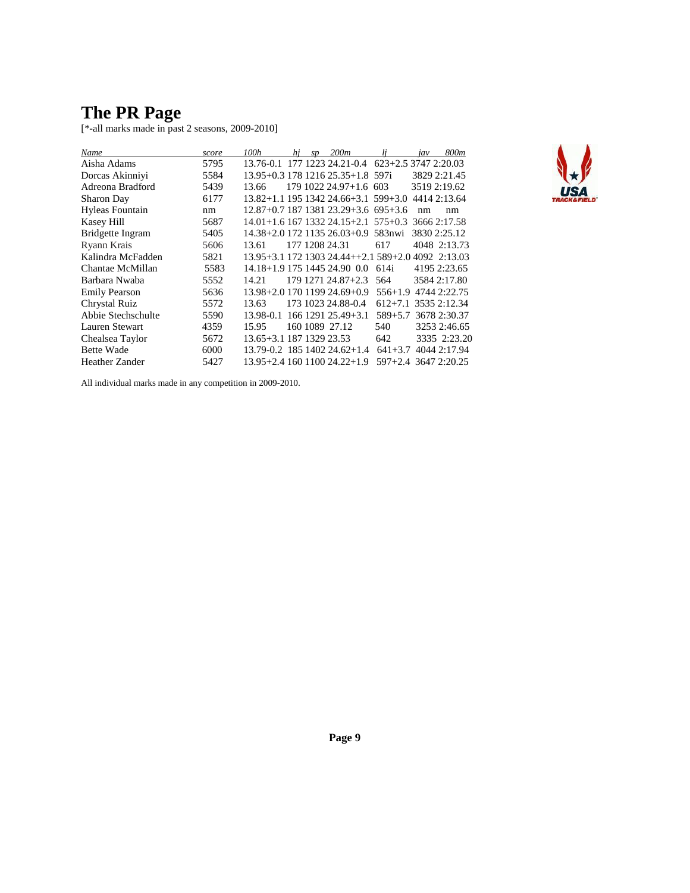# The PR Page

[*-all marks made in past 2 seasons, 2009-2010]

| *Name* | *score* | *100h* | *hj* | *sp* | *200m* | *lj* | *jav* | *800m* |
|---|---|---|---|---|---|---|---|---|
| Aisha Adams | 5795 | 13.76-0.1 | 177 | 1223 | 24.21-0.4 | 623+2.5 | 3747 | 2:20.03 |
| Dorcas Akinniyi | 5584 | 13.95+0.3 | 178 | 1216 | 25.35+1.8 | 597i | 3829 | 2:21.45 |
| Adreona Bradford | 5439 | 13.66 | 179 | 1022 | 24.97+1.6 | 603 | 3519 | 2:19.62 |
| Sharon Day | 6177 | 13.82+1.1 | 195 | 1342 | 24.66+3.1 | 599+3.0 | 4414 | 2:13.64 |
| Hyleas Fountain | nm | 12.87+0.7 | 187 | 1381 | 23.29+3.6 | 695+3.6 | nm | nm |
| Kasey Hill | 5687 | 14.01+1.6 | 167 | 1332 | 24.15+2.1 | 575+0.3 | 3666 | 2:17.58 |
| Bridgette Ingram | 5405 | 14.38+2.0 | 172 | 1135 | 26.03+0.9 | 583nwi | 3830 | 2:25.12 |
| Ryann Krais | 5606 | 13.61 | 177 | 1208 | 24.31 | 617 | 4048 | 2:13.73 |
| Kalindra McFadden | 5821 | 13.95+3.1 | 172 | 1303 | 24.44++2.1 | 589+2.0 | 4092 | 2:13.03 |
| Chantae McMillan | 5583 | 14.18+1.9 | 175 | 1445 | 24.90 0.0 | 614i | 4195 | 2:23.65 |
| Barbara Nwaba | 5552 | 14.21 | 179 | 1271 | 24.87+2.3 | 564 | 3584 | 2:17.80 |
| Emily Pearson | 5636 | 13.98+2.0 | 170 | 1199 | 24.69+0.9 | 556+1.9 | 4744 | 2:22.75 |
| Chrystal Ruiz | 5572 | 13.63 | 173 | 1023 | 24.88-0.4 | 612+7.1 | 3535 | 2:12.34 |
| Abbie Stechschulte | 5590 | 13.98-0.1 | 166 | 1291 | 25.49+3.1 | 589+5.7 | 3678 | 2:30.37 |
| Lauren Stewart | 4359 | 15.95 | 160 | 1089 | 27.12 | 540 | 3253 | 2:46.65 |
| Chealsea Taylor | 5672 | 13.65+3.1 | 187 | 1329 | 23.53 | 642 | 3335 | 2:23.20 |
| Bette Wade | 6000 | 13.79-0.2 | 185 | 1402 | 24.62+1.4 | 641+3.7 | 4044 | 2:17.94 |
| Heather Zander | 5427 | 13.95+2.4 | 160 | 1100 | 24.22+1.9 | 597+2.4 | 3647 | 2:20.25 |

All individual marks made in any competition in 2009-2010.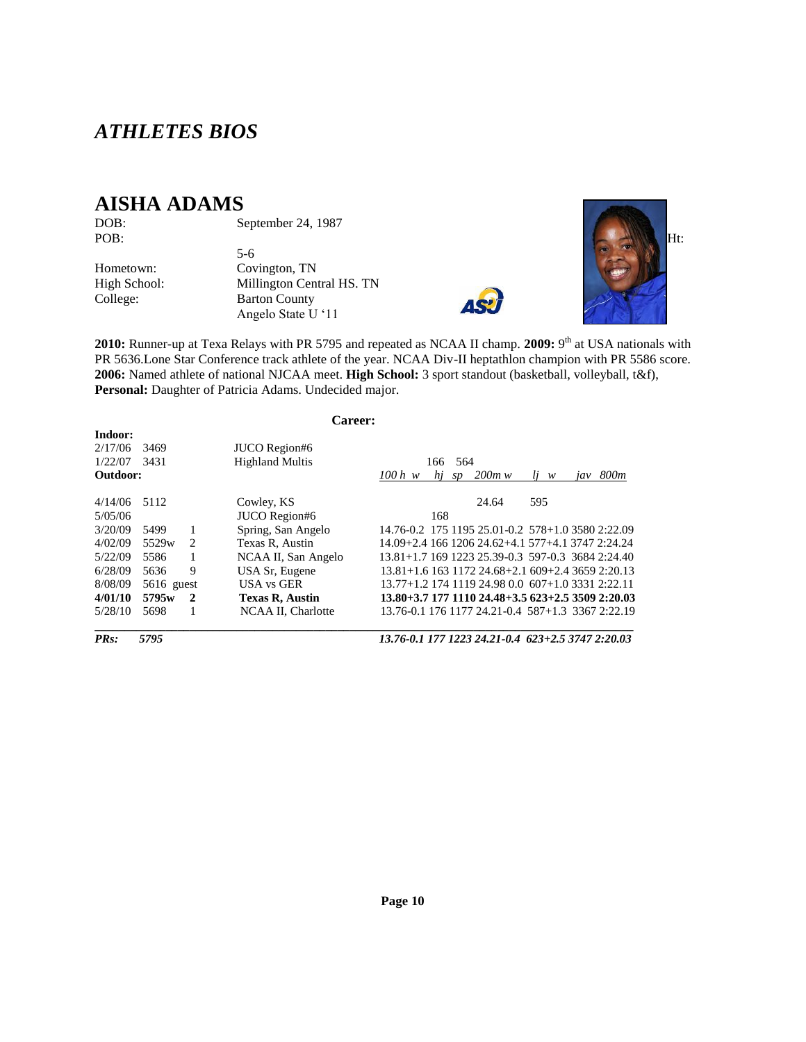# *ATHLETES BIOS*

## AISHA ADAMS

DOB: September 24, 1987
POB:
Ht: 5-6
Hometown: Covington, TN
High School: Millington Central HS. TN
College: Barton County
Angelo State U '11

**2010:** Runner-up at Texa Relays with PR 5795 and repeated as NCAA II champ. **2009:** 9th at USA nationals with PR 5636.Lone Star Conference track athlete of the year. NCAA Div-II heptathlon champion with PR 5586 score. **2006:** Named athlete of national NJCAA meet. **High School:** 3 sport standout (basketball, volleyball, t&f), **Personal:** Daughter of Patricia Adams. Undecided major.

**Career:**

| Date | Score | Pl | Meet | *100 h w* | *hj* | *sp* | *200m w* | *lj w* | *jav* | *800m* |
|---|---|---|---|---|---|---|---|---|---|---|
| **Indoor:** | | | | | | | | | | |
| 2/17/06 | 3469 | | JUCO Region#6 | | | | | | | |
| 1/22/07 | 3431 | | Highland Multis | | 166 | 564 | | | | |
| **Outdoor:** | | | | | | | | | | |
| 4/14/06 | 5112 | | Cowley, KS | | | | 24.64 | 595 | | |
| 5/05/06 | | | JUCO Region#6 | | 168 | | | | | |
| 3/20/09 | 5499 | 1 | Spring, San Angelo | 14.76-0.2 | 175 | 1195 | 25.01-0.2 | 578+1.0 | 3580 | 2:22.09 |
| 4/02/09 | 5529w | 2 | Texas R, Austin | 14.09+2.4 | 166 | 1206 | 24.62+4.1 | 577+4.1 | 3747 | 2:24.24 |
| 5/22/09 | 5586 | 1 | NCAA II, San Angelo | 13.81+1.7 | 169 | 1223 | 25.39-0.3 | 597-0.3 | 3684 | 2:24.40 |
| 6/28/09 | 5636 | 9 | USA Sr, Eugene | 13.81+1.6 | 163 | 1172 | 24.68+2.1 | 609+2.4 | 3659 | 2:20.13 |
| 8/08/09 | 5616 | guest | USA vs GER | 13.77+1.2 | 174 | 1119 | 24.98 0.0 | 607+1.0 | 3331 | 2:22.11 |
| **4/01/10** | **5795w** | **2** | **Texas R, Austin** | **13.80+3.7** | **177** | **1110** | **24.48+3.5** | **623+2.5** | **3509** | **2:20.03** |
| 5/28/10 | 5698 | 1 | NCAA II, Charlotte | 13.76-0.1 | 176 | 1177 | 24.21-0.4 | 587+1.3 | 3367 | 2:22.19 |
| ***PRs:*** | ***5795*** | | | ***13.76-0.1*** | ***177*** | ***1223*** | ***24.21-0.4*** | ***623+2.5*** | ***3747*** | ***2:20.03*** |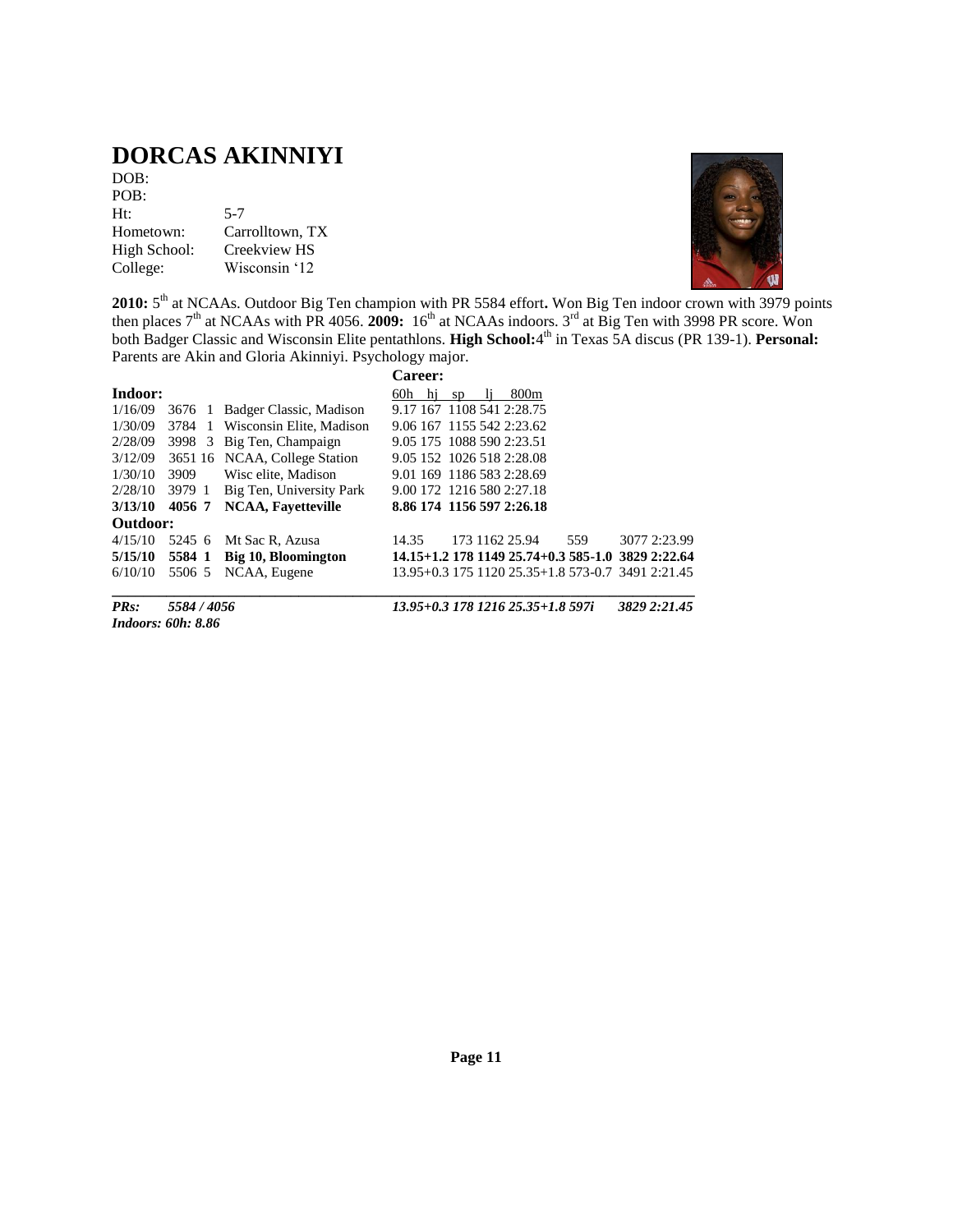# DORCAS AKINNIYI

DOB:
POB:
Ht: 5-7
Hometown: Carrolltown, TX
High School: Creekview HS
College: Wisconsin '12

**2010:** 5th at NCAAs. Outdoor Big Ten champion with PR 5584 effort**.** Won Big Ten indoor crown with 3979 points then places 7th at NCAAs with PR 4056. **2009:** 16th at NCAAs indoors. 3rd at Big Ten with 3998 PR score. Won both Badger Classic and Wisconsin Elite pentathlons. **High School:** 4th in Texas 5A discus (PR 139-1). **Personal:** Parents are Akin and Gloria Akinniyi. Psychology major.

**Career:**

| Date | Score | Pl | Meet | 60h | hj | sp | lj | 800m |
|---|---|---|---|---|---|---|---|---|
| **Indoor:** | | | | | | | | |
| 1/16/09 | 3676 | 1 | Badger Classic, Madison | 9.17 | 167 | 1108 | 541 | 2:28.75 |
| 1/30/09 | 3784 | 1 | Wisconsin Elite, Madison | 9.06 | 167 | 1155 | 542 | 2:23.62 |
| 2/28/09 | 3998 | 3 | Big Ten, Champaign | 9.05 | 175 | 1088 | 590 | 2:23.51 |
| 3/12/09 | 3651 | 16 | NCAA, College Station | 9.05 | 152 | 1026 | 518 | 2:28.08 |
| 1/30/10 | 3909 | | Wisc elite, Madison | 9.01 | 169 | 1186 | 583 | 2:28.69 |
| 2/28/10 | 3979 | 1 | Big Ten, University Park | 9.00 | 172 | 1216 | 580 | 2:27.18 |
| **3/13/10** | **4056** | **7** | **NCAA, Fayetteville** | **8.86** | **174** | **1156** | **597** | **2:26.18** |

| Date | Score | Pl | Meet | 100h | hj | sp | 200m | lj | jt | 800m |
|---|---|---|---|---|---|---|---|---|---|---|
| **Outdoor:** | | | | | | | | | | |
| 4/15/10 | 5245 | 6 | Mt Sac R, Azusa | 14.35 | 173 | 1162 | 25.94 | 559 | 3077 | 2:23.99 |
| **5/15/10** | **5584** | **1** | **Big 10, Bloomington** | **14.15+1.2** | **178** | **1149** | **25.74+0.3** | **585-1.0** | **3829** | **2:22.64** |
| 6/10/10 | 5506 | 5 | NCAA, Eugene | 13.95+0.3 | 175 | 1120 | 25.35+1.8 | 573-0.7 | 3491 | 2:21.45 |
| ***PRs:*** | ***5584 / 4056*** | | | ***13.95+0.3*** | ***178*** | ***1216*** | ***25.35+1.8*** | ***597i*** | ***3829*** | ***2:21.45*** |

***Indoors: 60h: 8.86***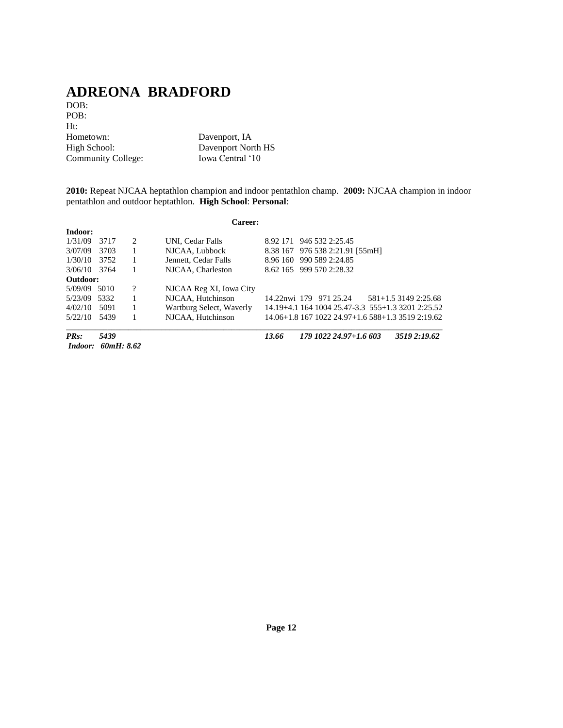# ADREONA BRADFORD

DOB:
POB:
Ht:
Hometown: Davenport, IA
High School: Davenport North HS
Community College: Iowa Central '10

**2010:** Repeat NJCAA heptathlon champion and indoor pentathlon champ. **2009:** NJCAA champion in indoor pentathlon and outdoor heptathlon. **High School**: **Personal**:

**Career:**

| Date | Score | Place | Meet | Marks |
|---|---|---|---|---|
| **Indoor:** | | | | |
| 1/31/09 | 3717 | 2 | UNI, Cedar Falls | 8.92 171 946 532 2:25.45 |
| 3/07/09 | 3703 | 1 | NJCAA, Lubbock | 8.38 167 976 538 2:21.91 [55mH] |
| 1/30/10 | 3752 | 1 | Jennett, Cedar Falls | 8.96 160 990 589 2:24.85 |
| 3/06/10 | 3764 | 1 | NJCAA, Charleston | 8.62 165 999 570 2:28.32 |
| **Outdoor:** | | | | |
| 5/09/09 | 5010 | ? | NJCAA Reg XI, Iowa City | |
| 5/23/09 | 5332 | 1 | NJCAA, Hutchinson | 14.22nwi 179 971 25.24 581+1.5 3149 2:25.68 |
| 4/02/10 | 5091 | 1 | Wartburg Select, Waverly | 14.19+4.1 164 1004 25.47-3.3 555+1.3 3201 2:25.52 |
| 5/22/10 | 5439 | 1 | NJCAA, Hutchinson | 14.06+1.8 167 1022 24.97+1.6 588+1.3 3519 2:19.62 |
| ***PRs:*** | ***5439*** | | | ***13.66 179 1022 24.97+1.6 603 3519 2:19.62*** |

***Indoor: 60mH: 8.62***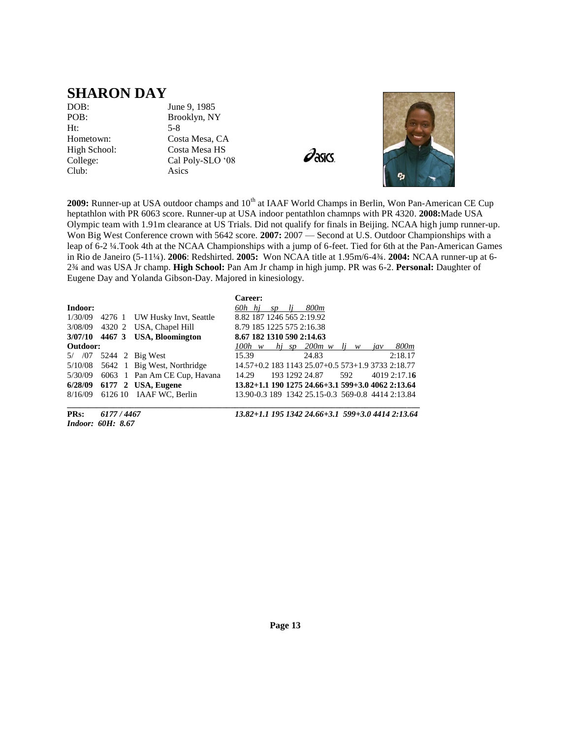# SHARON DAY

| | |
|---|---|
| DOB: | June 9, 1985 |
| POB: | Brooklyn, NY |
| Ht: | 5-8 |
| Hometown: | Costa Mesa, CA |
| High School: | Costa Mesa HS |
| College: | Cal Poly-SLO '08 |
| Club: | Asics |

**2009:** Runner-up at USA outdoor champs and 10th at IAAF World Champs in Berlin, Won Pan-American CE Cup heptathlon with PR 6063 score. Runner-up at USA indoor pentathlon chamnps with PR 4320. **2008:** Made USA Olympic team with 1.91m clearance at US Trials. Did not qualify for finals in Beijing. NCAA high jump runner-up. Won Big West Conference crown with 5642 score. **2007:** 2007 — Second at U.S. Outdoor Championships with a leap of 6-2 ¼.Took 4th at the NCAA Championships with a jump of 6-feet. Tied for 6th at the Pan-American Games in Rio de Janeiro (5-11¼). **2006**: Redshirted. **2005:** Won NCAA title at 1.95m/6-4¾. **2004:** NCAA runner-up at 6-2¾ and was USA Jr champ. **High School:** Pan Am Jr champ in high jump. PR was 6-2. **Personal:** Daughter of Eugene Day and Yolanda Gibson-Day. Majored in kinesiology.

**Career:**

| **Indoor:** | | | | *60h* | *hj* | *sp* | *lj* | *800m* |
|---|---|---|---|---|---|---|---|---|
| 1/30/09 | 4276 | 1 | UW Husky Invt, Seattle | 8.82 | 187 | 1246 | 565 | 2:19.92 |
| 3/08/09 | 4320 | 2 | USA, Chapel Hill | 8.79 | 185 | 1225 | 575 | 2:16.38 |
| **3/07/10** | **4467** | **3** | **USA, Bloomington** | **8.67** | **182** | **1310** | **590** | **2:14.63** |

| **Outdoor:** | | | | *100h* | *w* | *hj* | *sp* | *200m* | *w* | *lj* | *w* | *jav* | *800m* |
|---|---|---|---|---|---|---|---|---|---|---|---|---|---|
| 5/ /07 | 5244 | 2 | Big West | 15.39 | | | | 24.83 | | | | | 2:18.17 |
| 5/10/08 | 5642 | 1 | Big West, Northridge | 14.57 | +0.2 | 183 | 1143 | 25.07 | +0.5 | 573 | +1.9 | 3733 | 2:18.77 |
| 5/30/09 | 6063 | 1 | Pan Am CE Cup, Havana | 14.29 | | 193 | 1292 | 24.87 | | 592 | | 4019 | 2:17.16 |
| **6/28/09** | **6177** | **2** | **USA, Eugene** | **13.82** | **+1.1** | **190** | **1275** | **24.66** | **+3.1** | **599** | **+3.0** | **4062** | **2:13.64** |
| 8/16/09 | 6126 | 10 | IAAF WC, Berlin | 13.90 | -0.3 | 189 | 1342 | 25.15 | -0.3 | 569 | -0.8 | 4414 | 2:13.84 |
| **PRs:** | *6177 / 4467* | | | *13.82* | *+1.1* | *195* | *1342* | *24.66* | *+3.1* | *599* | *+3.0* | *4414* | *2:13.64* |

*Indoor: 60H: 8.67*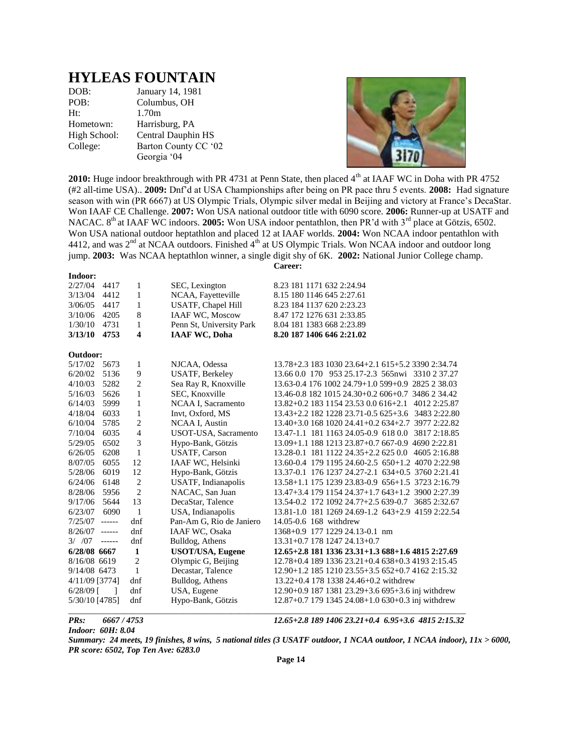# HYLEAS FOUNTAIN

| | |
|---|---|
| DOB: | January 14, 1981 |
| POB: | Columbus, OH |
| Ht: | 1.70m |
| Hometown: | Harrisburg, PA |
| High School: | Central Dauphin HS |
| College: | Barton County CC '02 |
| | Georgia '04 |

**2010:** Huge indoor breakthrough with PR 4731 at Penn State, then placed 4th at IAAF WC in Doha with PR 4752 (#2 all-time USA).. **2009:** Dnf'd at USA Championships after being on PR pace thru 5 events. **2008:** Had signature season with win (PR 6667) at US Olympic Trials, Olympic silver medal in Beijing and victory at France's DecaStar. Won IAAF CE Challenge. **2007:** Won USA national outdoor title with 6090 score. **2006:** Runner-up at USATF and NACAC. 8th at IAAF WC indoors. **2005:** Won USA indoor pentathlon, then PR'd with 3rd place at Götzis, 6502. Won USA national outdoor heptathlon and placed 12 at IAAF worlds. **2004:** Won NCAA indoor pentathlon with 4412, and was 2nd at NCAA outdoors. Finished 4th at US Olympic Trials. Won NCAA indoor and outdoor long jump. **2003:** Was NCAA heptathlon winner, a single digit shy of 6K. **2002:** National Junior College champ.

**Career:**

**Indoor:**

| Date | Score | Place | Meet | Marks |
|---|---|---|---|---|
| 2/27/04 | 4417 | 1 | SEC, Lexington | 8.23 181 1171 632 2:24.94 |
| 3/13/04 | 4412 | 1 | NCAA, Fayetteville | 8.15 180 1146 645 2:27.61 |
| 3/06/05 | 4417 | 1 | USATF, Chapel Hill | 8.23 184 1137 620 2:23.23 |
| 3/10/06 | 4205 | 8 | IAAF WC, Moscow | 8.47 172 1276 631 2:33.85 |
| 1/30/10 | 4731 | 1 | Penn St, University Park | 8.04 181 1383 668 2:23.89 |
| **3/13/10** | **4753** | **4** | **IAAF WC, Doha** | **8.20 187 1406 646 2:21.02** |

**Outdoor:**

| Date | Score | Place | Meet | Marks |
|---|---|---|---|---|
| 5/17/02 | 5673 | 1 | NJCAA, Odessa | 13.78+2.3 183 1030 23.64+2.1 615+5.2 3390 2:34.74 |
| 6/20/02 | 5136 | 9 | USATF, Berkeley | 13.66 0.0 170 953 25.17-2.3 565nwi 3310 2 37.27 |
| 4/10/03 | 5282 | 2 | Sea Ray R, Knoxville | 13.63-0.4 176 1002 24.79+1.0 599+0.9 2825 2 38.03 |
| 5/16/03 | 5626 | 1 | SEC, Knoxville | 13.46-0.8 182 1015 24.30+0.2 606+0.7 3486 2 34.42 |
| 6/14/03 | 5999 | 1 | NCAA I, Sacramento | 13.82+0.2 183 1154 23.53 0.0 616+2.1 4012 2:25.87 |
| 4/18/04 | 6033 | 1 | Invt, Oxford, MS | 13.43+2.2 182 1228 23.71-0.5 625+3.6 3483 2:22.80 |
| 6/10/04 | 5785 | 2 | NCAA I, Austin | 13.40+3.0 168 1020 24.41+0.2 634+2.7 3977 2:22.82 |
| 7/10/04 | 6035 | 4 | USOT-USA, Sacramento | 13.47-1.1 181 1163 24.05-0.9 618 0.0 3817 2:18.85 |
| 5/29/05 | 6502 | 3 | Hypo-Bank, Götzis | 13.09+1.1 188 1213 23.87+0.7 667-0.9 4690 2:22.81 |
| 6/26/05 | 6208 | 1 | USATF, Carson | 13.28-0.1 181 1122 24.35+2.2 625 0.0 4605 2:16.88 |
| 8/07/05 | 6055 | 12 | IAAF WC, Helsinki | 13.60-0.4 179 1195 24.60-2.5 650+1.2 4070 2:22.98 |
| 5/28/06 | 6019 | 12 | Hypo-Bank, Götzis | 13.37-0.1 176 1237 24.27-2.1 634+0.5 3760 2:21.41 |
| 6/24/06 | 6148 | 2 | USATF, Indianapolis | 13.58+1.1 175 1239 23.83-0.9 656+1.5 3723 2:16.79 |
| 8/28/06 | 5956 | 2 | NACAC, San Juan | 13.47+3.4 179 1154 24.37+1.7 643+1.2 3900 2:27.39 |
| 9/17/06 | 5644 | 13 | DecaStar, Talence | 13.54-0.2 172 1092 24.7?+2.5 639-0.7 3685 2:32.67 |
| 6/23/07 | 6090 | 1 | USA, Indianapolis | 13.81-1.0 181 1269 24.69-1.2 643+2.9 4159 2:22.54 |
| 7/25/07 | ------ | dnf | Pan-Am G, Rio de Janiero | 14.05-0.6 168 withdrew |
| 8/26/07 | ------ | dnf | IAAF WC, Osaka | 1368+0.9 177 1229 24.13-0.1 nm |
| 3/ /07 | ------ | dnf | Bulldog, Athens | 13.31+0.7 178 1247 24.13+0.7 |
| **6/28/08** | **6667** | **1** | **USOT/USA, Eugene** | **12.65+2.8 181 1336 23.31+1.3 688+1.6 4815 2:27.69** |
| 8/16/08 | 6619 | 2 | Olympic G, Beijing | 12.78+0.4 189 1336 23.21+0.4 638+0.3 4193 2:15.45 |
| 9/14/08 | 6473 | 1 | Decastar, Talence | 12.90+1.2 185 1210 23.55+3.5 652+0.7 4162 2:15.32 |
| 4/11/09 | [3774] | dnf | Bulldog, Athens | 13.22+0.4 178 1338 24.46+0.2 withdrew |
| 6/28/09 | [ ] | dnf | USA, Eugene | 12.90+0.9 187 1381 23.29+3.6 695+3.6 inj withdrew |
| 5/30/10 | [4785] | dnf | Hypo-Bank, Götzis | 12.87+0.7 179 1345 24.08+1.0 630+0.3 inj withdrew |

***PRs: 6667 / 4753*** ***12.65+2.8 189 1406 23.21+0.4 6.95+3.6 4815 2:15.32***

***Indoor: 60H: 8.04***

***Summary: 24 meets, 19 finishes, 8 wins, 5 national titles (3 USATF outdoor, 1 NCAA outdoor, 1 NCAA indoor), 11x > 6000, PR score: 6502, Top Ten Ave: 6283.0***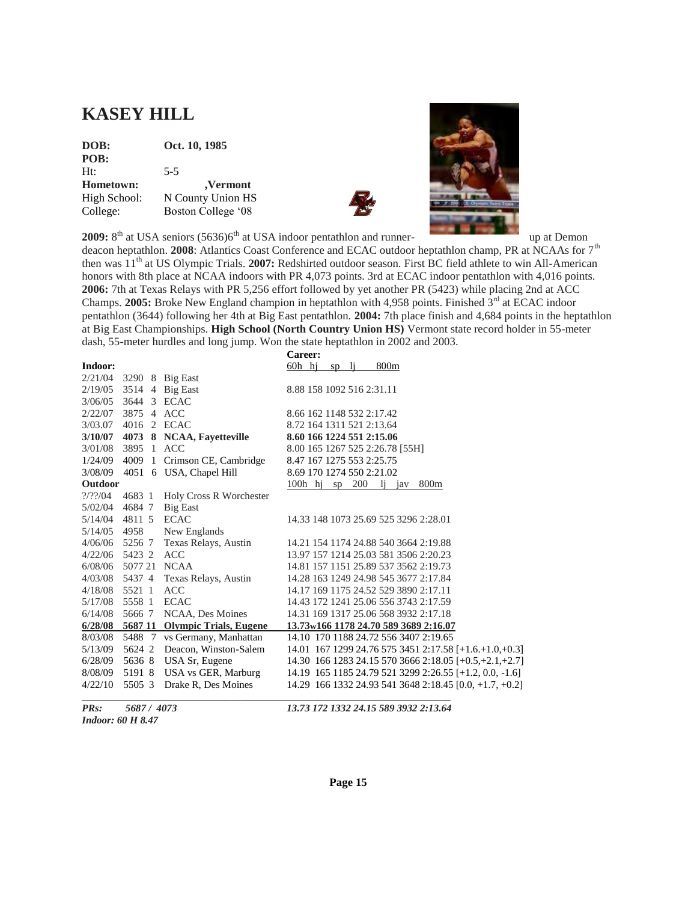# KASEY HILL

| | |
|---|---|
| **DOB:** | **Oct. 10, 1985** |
| **POB:** | |
| Ht: | 5-5 |
| **Hometown:** | **,Vermont** |
| High School: | N County Union HS |
| College: | Boston College '08 |

**2009:** 8th at USA seniors (5636)6th at USA indoor pentathlon and runner- up at Demon deacon heptathlon. **2008**: Atlantics Coast Conference and ECAC outdoor heptathlon champ, PR at NCAAs for 7th then was 11th at US Olympic Trials. **2007:** Redshirted outdoor season. First BC field athlete to win All-American honors with 8th place at NCAA indoors with PR 4,073 points. 3rd at ECAC indoor pentathlon with 4,016 points. **2006:** 7th at Texas Relays with PR 5,256 effort followed by yet another PR (5423) while placing 2nd at ACC Champs. **2005:** Broke New England champion in heptathlon with 4,958 points. Finished 3rd at ECAC indoor pentathlon (3644) following her 4th at Big East pentathlon. **2004:** 7th place finish and 4,684 points in the heptathlon at Big East Championships. **High School (North Country Union HS)** Vermont state record holder in 55-meter dash, 55-meter hurdles and long jump. Won the state heptathlon in 2002 and 2003.

| | | | | **Career:** |
|---|---|---|---|---|
| **Indoor:** | | | | 60h hj sp lj 800m |
| 2/21/04 | 3290 | 8 | Big East | |
| 2/19/05 | 3514 | 4 | Big East | 8.88 158 1092 516 2:31.11 |
| 3/06/05 | 3644 | 3 | ECAC | |
| 2/22/07 | 3875 | 4 | ACC | 8.66 162 1148 532 2:17.42 |
| 3/03.07 | 4016 | 2 | ECAC | 8.72 164 1311 521 2:13.64 |
| **3/10/07** | **4073** | **8** | **NCAA, Fayetteville** | **8.60 166 1224 551 2:15.06** |
| 3/01/08 | 3895 | 1 | ACC | 8.00 165 1267 525 2:26.78 [55H] |
| 1/24/09 | 4009 | 1 | Crimson CE, Cambridge | 8.47 167 1275 553 2:25.75 |
| 3/08/09 | 4051 | 6 | USA, Chapel Hill | 8.69 170 1274 550 2:21.02 |
| **Outdoor** | | | | 100h hj sp 200 lj jav 800m |
| ?/??/04 | 4683 | 1 | Holy Cross R Worchester | |
| 5/02/04 | 4684 | 7 | Big East | |
| 5/14/04 | 4811 | 5 | ECAC | 14.33 148 1073 25.69 525 3296 2:28.01 |
| 5/14/05 | 4958 | | New Englands | |
| 4/06/06 | 5256 | 7 | Texas Relays, Austin | 14.21 154 1174 24.88 540 3664 2:19.88 |
| 4/22/06 | 5423 | 2 | ACC | 13.97 157 1214 25.03 581 3506 2:20.23 |
| 6/08/06 | 5077 | 21 | NCAA | 14.81 157 1151 25.89 537 3562 2:19.73 |
| 4/03/08 | 5437 | 4 | Texas Relays, Austin | 14.28 163 1249 24.98 545 3677 2:17.84 |
| 4/18/08 | 5521 | 1 | ACC | 14.17 169 1175 24.52 529 3890 2:17.11 |
| 5/17/08 | 5558 | 1 | ECAC | 14.43 172 1241 25.06 556 3743 2:17.59 |
| 6/14/08 | 5666 | 7 | NCAA, Des Moines | 14.31 169 1317 25.06 568 3932 2:17.18 |
| **6/28/08** | **5687** | **11** | **Olympic Trials, Eugene** | **13.73w166 1178 24.70 589 3689 2:16.07** |
| 8/03/08 | 5488 | 7 | vs Germany, Manhattan | 14.10 170 1188 24.72 556 3407 2:19.65 |
| 5/13/09 | 5624 | 2 | Deacon, Winston-Salem | 14.01 167 1299 24.76 575 3451 2:17.58 [+1.6.+1.0,+0.3] |
| 6/28/09 | 5636 | 8 | USA Sr, Eugene | 14.30 166 1283 24.15 570 3666 2:18.05 [+0.5,+2.1,+2.7] |
| 8/08/09 | 5191 | 8 | USA vs GER, Marburg | 14.19 165 1185 24.79 521 3299 2:26.55 [+1.2, 0.0, -1.6] |
| 4/22/10 | 5505 | 3 | Drake R, Des Moines | 14.29 166 1332 24.93 541 3648 2:18.45 [0.0, +1.7, +0.2] |

***PRs:*** *5687 / 4073* *13.73 172 1332 24.15 589 3932 2:13.64*

***Indoor: 60 H 8.47***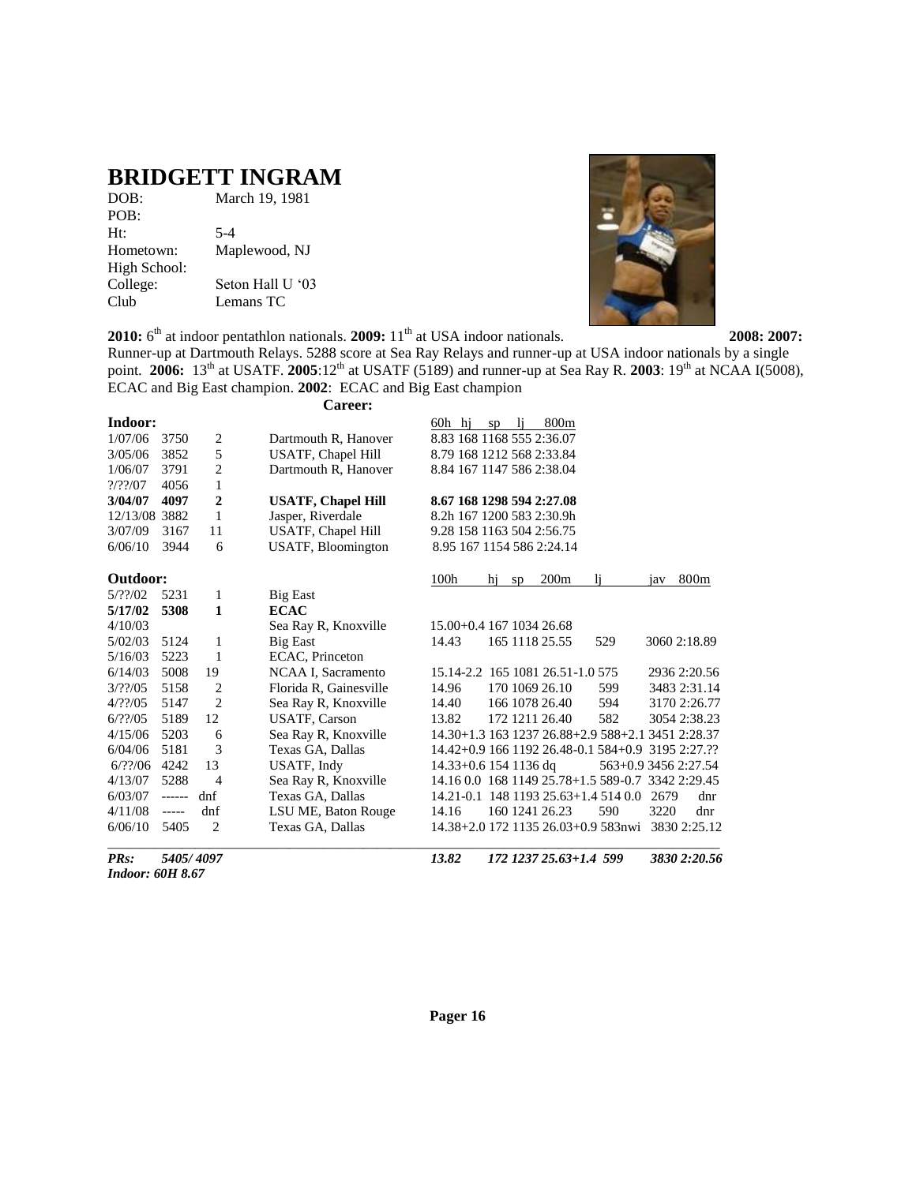# BRIDGETT INGRAM

| | |
|---|---|
| DOB: | March 19, 1981 |
| POB: | |
| Ht: | 5-4 |
| Hometown: | Maplewood, NJ |
| High School: | |
| College: | Seton Hall U '03 |
| Club | Lemans TC |

**2010:** 6th at indoor pentathlon nationals. **2009:** 11th at USA indoor nationals. **2008: 2007:** Runner-up at Dartmouth Relays. 5288 score at Sea Ray Relays and runner-up at USA indoor nationals by a single point. **2006:** 13th at USATF. **2005**:12th at USATF (5189) and runner-up at Sea Ray R. **2003**: 19th at NCAA I(5008), ECAC and Big East champion. **2002**: ECAC and Big East champion

**Career:**

**Indoor:**

| Date | Score | Pl | Meet | 60h | hj | sp | lj | 800m |
|---|---|---|---|---|---|---|---|---|
| 1/07/06 | 3750 | 2 | Dartmouth R, Hanover | 8.83 | 168 | 1168 | 555 | 2:36.07 |
| 3/05/06 | 3852 | 5 | USATF, Chapel Hill | 8.79 | 168 | 1212 | 568 | 2:33.84 |
| 1/06/07 | 3791 | 2 | Dartmouth R, Hanover | 8.84 | 167 | 1147 | 586 | 2:38.04 |
| ?/??/07 | 4056 | 1 | | | | | | |
| **3/04/07** | **4097** | **2** | **USATF, Chapel Hill** | **8.67** | **168** | **1298** | **594** | **2:27.08** |
| 12/13/08 | 3882 | 1 | Jasper, Riverdale | 8.2h | 167 | 1200 | 583 | 2:30.9h |
| 3/07/09 | 3167 | 11 | USATF, Chapel Hill | 9.28 | 158 | 1163 | 504 | 2:56.75 |
| 6/06/10 | 3944 | 6 | USATF, Bloomington | 8.95 | 167 | 1154 | 586 | 2:24.14 |

**Outdoor:**

| Date | Score | Pl | Meet | 100h | hj | sp | 200m | lj | jav | 800m |
|---|---|---|---|---|---|---|---|---|---|---|
| 5/??/02 | 5231 | 1 | Big East | | | | | | | |
| **5/17/02** | **5308** | **1** | **ECAC** | | | | | | | |
| 4/10/03 | | | Sea Ray R, Knoxville | 15.00+0.4 | 167 | 1034 | 26.68 | | | |
| 5/02/03 | 5124 | 1 | Big East | 14.43 | 165 | 1118 | 25.55 | 529 | 3060 | 2:18.89 |
| 5/16/03 | 5223 | 1 | ECAC, Princeton | | | | | | | |
| 6/14/03 | 5008 | 19 | NCAA I, Sacramento | 15.14-2.2 | 165 | 1081 | 26.51-1.0 | 575 | 2936 | 2:20.56 |
| 3/??/05 | 5158 | 2 | Florida R, Gainesville | 14.96 | 170 | 1069 | 26.10 | 599 | 3483 | 2:31.14 |
| 4/??/05 | 5147 | 2 | Sea Ray R, Knoxville | 14.40 | 166 | 1078 | 26.40 | 594 | 3170 | 2:26.77 |
| 6/??/05 | 5189 | 12 | USATF, Carson | 13.82 | 172 | 1211 | 26.40 | 582 | 3054 | 2:38.23 |
| 4/15/06 | 5203 | 6 | Sea Ray R, Knoxville | 14.30+1.3 | 163 | 1237 | 26.88+2.9 | 588+2.1 | 3451 | 2:28.37 |
| 6/04/06 | 5181 | 3 | Texas GA, Dallas | 14.42+0.9 | 166 | 1192 | 26.48-0.1 | 584+0.9 | 3195 | 2:27.?? |
| 6/??/06 | 4242 | 13 | USATF, Indy | 14.33+0.6 | 154 | 1136 | dq | 563+0.9 | 3456 | 2:27.54 |
| 4/13/07 | 5288 | 4 | Sea Ray R, Knoxville | 14.16 0.0 | 168 | 1149 | 25.78+1.5 | 589-0.7 | 3342 | 2:29.45 |
| 6/03/07 | ------ | dnf | Texas GA, Dallas | 14.21-0.1 | 148 | 1193 | 25.63+1.4 | 514 0.0 | 2679 | dnr |
| 4/11/08 | ----- | dnf | LSU ME, Baton Rouge | 14.16 | 160 | 1241 | 26.23 | 590 | 3220 | dnr |
| 6/06/10 | 5405 | 2 | Texas GA, Dallas | 14.38+2.0 | 172 | 1135 | 26.03+0.9 | 583nwi | 3830 | 2:25.12 |
| ***PRs:*** | ***5405/ 4097*** | | | ***13.82*** | ***172*** | ***1237*** | ***25.63+1.4*** | ***599*** | ***3830*** | ***2:20.56*** |

***Indoor: 60H 8.67***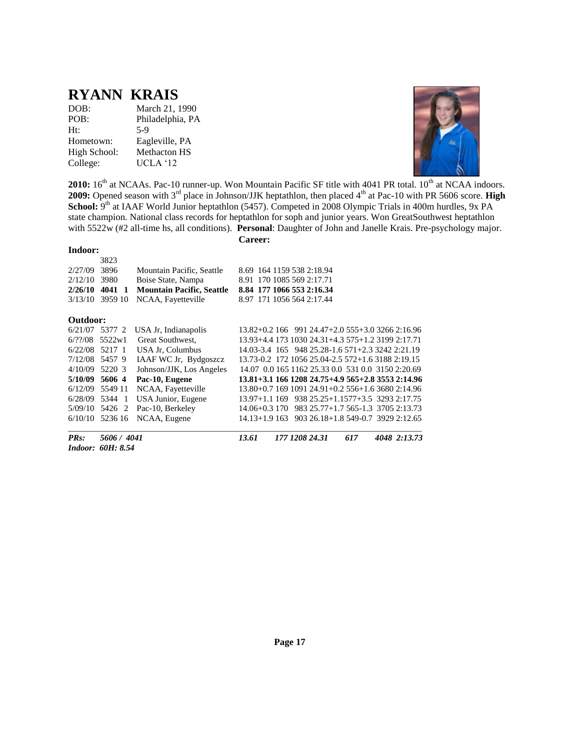# RYANN KRAIS

| | |
|---|---|
| DOB: | March 21, 1990 |
| POB: | Philadelphia, PA |
| Ht: | 5-9 |
| Hometown: | Eagleville, PA |
| High School: | Methacton HS |
| College: | UCLA '12 |

**2010:** 16th at NCAAs. Pac-10 runner-up. Won Mountain Pacific SF title with 4041 PR total. 10th at NCAA indoors. **2009:** Opened season with 3rd place in Johnson/JJK heptathlon, then placed 4th at Pac-10 with PR 5606 score. **High School:** 9th at IAAF World Junior heptathlon (5457). Competed in 2008 Olympic Trials in 400m hurdles, 9x PA state champion. National class records for heptathlon for soph and junior years. Won GreatSouthwest heptathlon with 5522w (#2 all-time hs, all conditions). **Personal**: Daughter of John and Janelle Krais. Pre-psychology major.

**Career:**

**Indoor:**

| Date | Score | Place | Meet | Results |
|---|---|---|---|---|
| | 3823 | | | |
| 2/27/09 | 3896 | | Mountain Pacific, Seattle | 8.69 164 1159 538 2:18.94 |
| 2/12/10 | 3980 | | Boise State, Nampa | 8.91 170 1085 569 2:17.71 |
| **2/26/10** | **4041** | **1** | **Mountain Pacific, Seattle** | **8.84 177 1066 553 2:16.34** |
| 3/13/10 | 3959 | 10 | NCAA, Fayetteville | 8.97 171 1056 564 2:17.44 |

**Outdoor:**

| Date | Score | Place | Meet | Results |
|---|---|---|---|---|
| 6/21/07 | 5377 | 2 | USA Jr, Indianapolis | 13.82+0.2 166 991 24.47+2.0 555+3.0 3266 2:16.96 |
| 6/??/08 | 5522w | 1 | Great Southwest, | 13.93+4.4 173 1030 24.31+4.3 575+1.2 3199 2:17.71 |
| 6/22/08 | 5217 | 1 | USA Jr, Columbus | 14.03-3.4 165 948 25.28-1.6 571+2.3 3242 2:21.19 |
| 7/12/08 | 5457 | 9 | IAAF WC Jr, Bydgoszcz | 13.73-0.2 172 1056 25.04-2.5 572+1.6 3188 2:19.15 |
| 4/10/09 | 5220 | 3 | Johnson/JJK, Los Angeles | 14.07 0.0 165 1162 25.33 0.0 531 0.0 3150 2:20.69 |
| **5/10/09** | **5606** | **4** | **Pac-10, Eugene** | **13.81+3.1 166 1208 24.75+4.9 565+2.8 3553 2:14.96** |
| 6/12/09 | 5549 | 11 | NCAA, Fayetteville | 13.80+0.7 169 1091 24.91+0.2 556+1.6 3680 2:14.96 |
| 6/28/09 | 5344 | 1 | USA Junior, Eugene | 13.97+1.1 169 938 25.25+1.1577+3.5 3293 2:17.75 |
| 5/09/10 | 5426 | 2 | Pac-10, Berkeley | 14.06+0.3 170 983 25.77+1.7 565-1.3 3705 2:13.73 |
| 6/10/10 | 5236 | 16 | NCAA, Eugene | 14.13+1.9 163 903 26.18+1.8 549-0.7 3929 2:12.65 |

***PRs:*** *5606 / 4041* *13.61 177 1208 24.31 617 4048 2:13.73*

***Indoor: 60H: 8.54***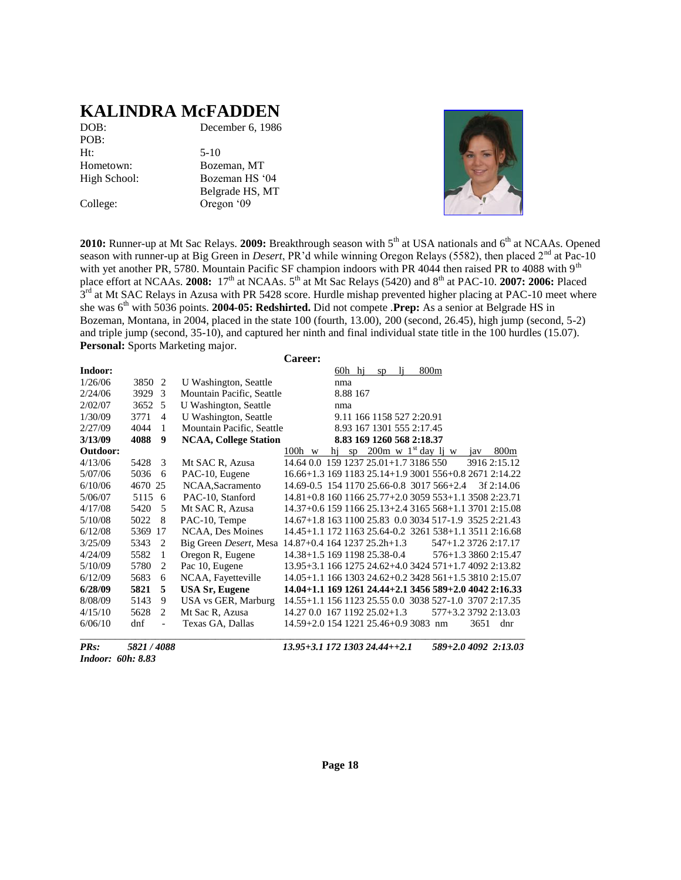# KALINDRA McFADDEN

DOB: December 6, 1986
POB:
Ht: 5-10
Hometown: Bozeman, MT
High School: Bozeman HS '04
Belgrade HS, MT
College: Oregon '09

**2010:** Runner-up at Mt Sac Relays. **2009:** Breakthrough season with 5th at USA nationals and 6th at NCAAs. Opened season with runner-up at Big Green in *Desert*, PR'd while winning Oregon Relays (5582), then placed 2nd at Pac-10 with yet another PR, 5780. Mountain Pacific SF champion indoors with PR 4044 then raised PR to 4088 with 9th place effort at NCAAs. **2008:** 17th at NCAAs. 5th at Mt Sac Relays (5420) and 8th at PAC-10. **2007: 2006:** Placed 3rd at Mt SAC Relays in Azusa with PR 5428 score. Hurdle mishap prevented higher placing at PAC-10 meet where she was 6th with 5036 points. **2004-05: Redshirted.** Did not compete .**Prep:** As a senior at Belgrade HS in Bozeman, Montana, in 2004, placed in the state 100 (fourth, 13.00), 200 (second, 26.45), high jump (second, 5-2) and triple jump (second, 35-10), and captured her ninth and final individual state title in the 100 hurdles (15.07). **Personal:** Sports Marketing major.

**Career:**

| Indoor: | | | | 60h hj sp lj 800m |
|---|---|---|---|---|
| 1/26/06 | 3850 | 2 | U Washington, Seattle | nma |
| 2/24/06 | 3929 | 3 | Mountain Pacific, Seattle | 8.88 167 |
| 2/02/07 | 3652 | 5 | U Washington, Seattle | nma |
| 1/30/09 | 3771 | 4 | U Washington, Seattle | 9.11 166 1158 527 2:20.91 |
| 2/27/09 | 4044 | 1 | Mountain Pacific, Seattle | 8.93 167 1301 555 2:17.45 |
| **3/13/09** | **4088** | **9** | **NCAA, College Station** | **8.83 169 1260 568 2:18.37** |

| Outdoor: | | | | 100h w hj sp 200m w 1st day lj w jav 800m |
|---|---|---|---|---|
| 4/13/06 | 5428 | 3 | Mt SAC R, Azusa | 14.64 0.0 159 1237 25.01+1.7 3186 550 3916 2:15.12 |
| 5/07/06 | 5036 | 6 | PAC-10, Eugene | 16.66+1.3 169 1183 25.14+1.9 3001 556+0.8 2671 2:14.22 |
| 6/10/06 | 4670 | 25 | NCAA,Sacramento | 14.69-0.5 154 1170 25.66-0.8 3017 566+2.4 3f 2:14.06 |
| 5/06/07 | 5115 | 6 | PAC-10, Stanford | 14.81+0.8 160 1166 25.77+2.0 3059 553+1.1 3508 2:23.71 |
| 4/17/08 | 5420 | 5 | Mt SAC R, Azusa | 14.37+0.6 159 1166 25.13+2.4 3165 568+1.1 3701 2:15.08 |
| 5/10/08 | 5022 | 8 | PAC-10, Tempe | 14.67+1.8 163 1100 25.83 0.0 3034 517-1.9 3525 2:21.43 |
| 6/12/08 | 5369 | 17 | NCAA, Des Moines | 14.45+1.1 172 1163 25.64-0.2 3261 538+1.1 3511 2:16.68 |
| 3/25/09 | 5343 | 2 | Big Green *Desert*, Mesa | 14.87+0.4 164 1237 25.2h+1.3 547+1.2 3726 2:17.17 |
| 4/24/09 | 5582 | 1 | Oregon R, Eugene | 14.38+1.5 169 1198 25.38-0.4 576+1.3 3860 2:15.47 |
| 5/10/09 | 5780 | 2 | Pac 10, Eugene | 13.95+3.1 166 1275 24.62+4.0 3424 571+1.7 4092 2:13.82 |
| 6/12/09 | 5683 | 6 | NCAA, Fayetteville | 14.05+1.1 166 1303 24.62+0.2 3428 561+1.5 3810 2:15.07 |
| **6/28/09** | **5821** | **5** | **USA Sr, Eugene** | **14.04+1.1 169 1261 24.44+2.1 3456 589+2.0 4042 2:16.33** |
| 8/08/09 | 5143 | 9 | USA vs GER, Marburg | 14.55+1.1 156 1123 25.55 0.0 3038 527-1.0 3707 2:17.35 |
| 4/15/10 | 5628 | 2 | Mt Sac R, Azusa | 14.27 0.0 167 1192 25.02+1.3 577+3.2 3792 2:13.03 |
| 6/06/10 | dnf | - | Texas GA, Dallas | 14.59+2.0 154 1221 25.46+0.9 3083 nm 3651 dnr |

***PRs: 5821 / 4088*** ***13.95+3.1 172 1303 24.44++2.1 589+2.0 4092 2:13.03***

***Indoor: 60h: 8.83***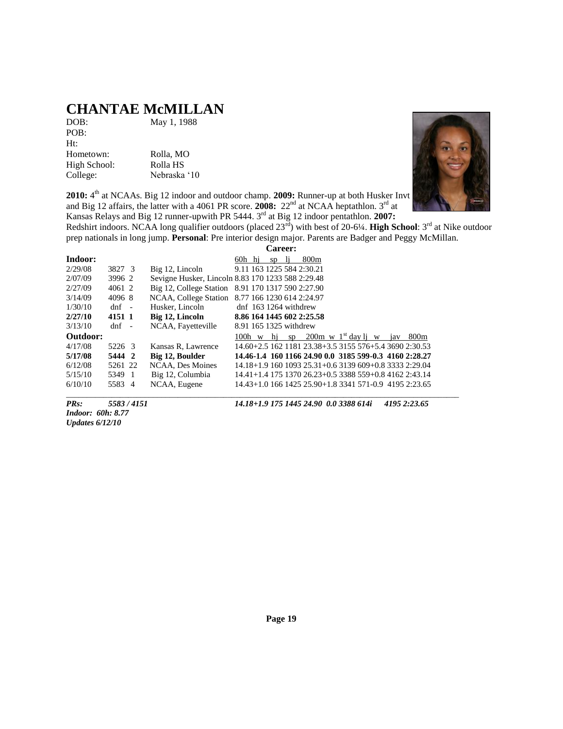# CHANTAE McMILLAN

DOB: May 1, 1988
POB:
Ht:
Hometown: Rolla, MO
High School: Rolla HS
College: Nebraska '10

**2010:** 4th at NCAAs. Big 12 indoor and outdoor champ. **2009:** Runner-up at both Husker Invt and Big 12 affairs, the latter with a 4061 PR score. **2008:** 22nd at NCAA heptathlon. 3rd at Kansas Relays and Big 12 runner-upwith PR 5444. 3rd at Big 12 indoor pentathlon. **2007:** Redshirt indoors. NCAA long qualifier outdoors (placed 23rd) with best of 20-6¼. **High School**: 3rd at Nike outdoor prep nationals in long jump. **Personal**: Pre interior design major. Parents are Badger and Peggy McMillan.

**Career:**

| **Indoor:** | | | | |
|---|---|---|---|---|
| | | | | 60h hj sp lj 800m |
| 2/29/08 | 3827 | 3 | Big 12, Lincoln | 9.11 163 1225 584 2:30.21 |
| 2/07/09 | 3996 | 2 | Sevigne Husker, Lincoln | 8.83 170 1233 588 2:29.48 |
| 2/27/09 | 4061 | 2 | Big 12, College Station | 8.91 170 1317 590 2:27.90 |
| 3/14/09 | 4096 | 8 | NCAA, College Station | 8.77 166 1230 614 2:24.97 |
| 1/30/10 | dnf | - | Husker, Lincoln | dnf 163 1264 withdrew |
| **2/27/10** | **4151** | **1** | **Big 12, Lincoln** | **8.86 164 1445 602 2:25.58** |
| 3/13/10 | dnf | - | NCAA, Fayetteville | 8.91 165 1325 withdrew |

| **Outdoor:** | | | | |
|---|---|---|---|---|
| | | | | 100h w hj sp 200m w 1st day lj w jav 800m |
| 4/17/08 | 5226 | 3 | Kansas R, Lawrence | 14.60+2.5 162 1181 23.38+3.5 3155 576+5.4 3690 2:30.53 |
| **5/17/08** | **5444** | **2** | **Big 12, Boulder** | **14.46-1.4 160 1166 24.90 0.0 3185 599-0.3 4160 2:28.27** |
| 6/12/08 | 5261 | 22 | NCAA, Des Moines | 14.18+1.9 160 1093 25.31+0.6 3139 609+0.8 3333 2:29.04 |
| 5/15/10 | 5349 | 1 | Big 12, Columbia | 14.41+1.4 175 1370 26.23+0.5 3388 559+0.8 4162 2:43.14 |
| 6/10/10 | 5583 | 4 | NCAA, Eugene | 14.43+1.0 166 1425 25.90+1.8 3341 571-0.9 4195 2:23.65 |

***PRs:*** *5583 / 4151* *14.18+1.9 175 1445 24.90 0.0 3388 614i 4195 2:23.65*

*Indoor: 60h: 8.77*

*Updates 6/12/10*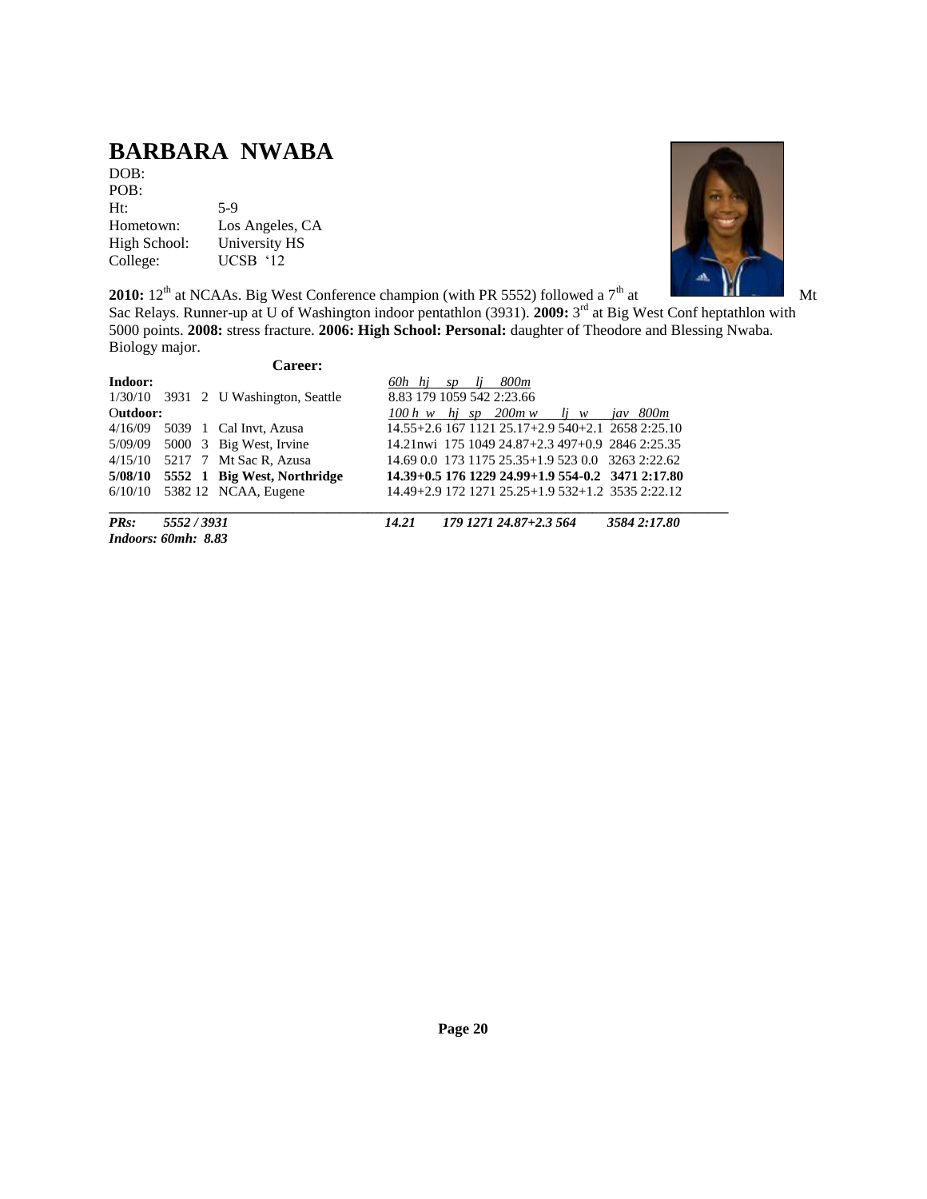# BARBARA NWABA

DOB:
POB:
Ht: 5-9
Hometown: Los Angeles, CA
High School: University HS
College: UCSB '12

**2010:** 12th at NCAAs. Big West Conference champion (with PR 5552) followed a 7th at Mt Sac Relays. Runner-up at U of Washington indoor pentathlon (3931). **2009:** 3rd at Big West Conf heptathlon with 5000 points. **2008:** stress fracture. **2006: High School: Personal:** daughter of Theodore and Blessing Nwaba. Biology major.

**Career:**

| | | | | |
|---|---|---|---|---|
| **Indoor:** | | | | *60h hj sp lj 800m* |
| 1/30/10 | 3931 | 2 | U Washington, Seattle | 8.83 179 1059 542 2:23.66 |
| **Outdoor:** | | | | *100 h w hj sp 200m w lj w jav 800m* |
| 4/16/09 | 5039 | 1 | Cal Invt, Azusa | 14.55+2.6 167 1121 25.17+2.9 540+2.1 2658 2:25.10 |
| 5/09/09 | 5000 | 3 | Big West, Irvine | 14.21nwi 175 1049 24.87+2.3 497+0.9 2846 2:25.35 |
| 4/15/10 | 5217 | 7 | Mt Sac R, Azusa | 14.69 0.0 173 1175 25.35+1.9 523 0.0 3263 2:22.62 |
| **5/08/10** | **5552** | **1** | **Big West, Northridge** | **14.39+0.5 176 1229 24.99+1.9 554-0.2 3471 2:17.80** |
| 6/10/10 | 5382 | 12 | NCAA, Eugene | 14.49+2.9 172 1271 25.25+1.9 532+1.2 3535 2:22.12 |
| ***PRs:*** | ***5552 / 3931*** | | | ***14.21 179 1271 24.87+2.3 564 3584 2:17.80*** |

***Indoors: 60mh: 8.83***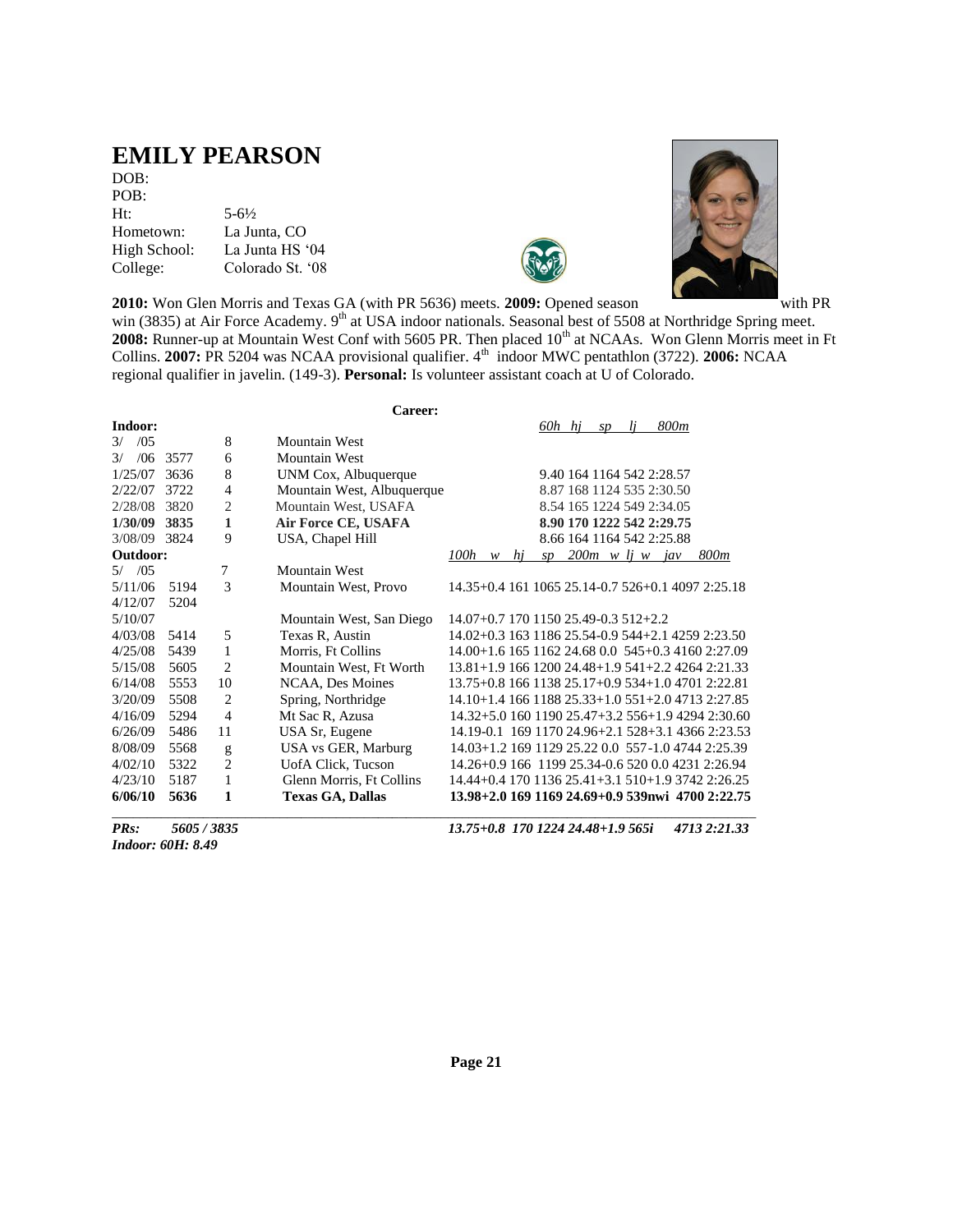# EMILY PEARSON

DOB:
POB:
Ht: 5-6½
Hometown: La Junta, CO
High School: La Junta HS '04
College: Colorado St. '08

**2010:** Won Glen Morris and Texas GA (with PR 5636) meets. **2009:** Opened season with PR win (3835) at Air Force Academy. 9th at USA indoor nationals. Seasonal best of 5508 at Northridge Spring meet. **2008:** Runner-up at Mountain West Conf with 5605 PR. Then placed 10th at NCAAs. Won Glenn Morris meet in Ft Collins. **2007:** PR 5204 was NCAA provisional qualifier. 4th indoor MWC pentathlon (3722). **2006:** NCAA regional qualifier in javelin. (149-3). **Personal:** Is volunteer assistant coach at U of Colorado.

**Career:**

| Indoor: | | | | *60h hj sp lj 800m* |
|---|---|---|---|---|
| 3/ /05 | | 8 | Mountain West | |
| 3/ /06 | 3577 | 6 | Mountain West | |
| 1/25/07 | 3636 | 8 | UNM Cox, Albuquerque | 9.40 164 1164 542 2:28.57 |
| 2/22/07 | 3722 | 4 | Mountain West, Albuquerque | 8.87 168 1124 535 2:30.50 |
| 2/28/08 | 3820 | 2 | Mountain West, USAFA | 8.54 165 1224 549 2:34.05 |
| **1/30/09** | **3835** | **1** | **Air Force CE, USAFA** | **8.90 170 1222 542 2:29.75** |
| 3/08/09 | 3824 | 9 | USA, Chapel Hill | 8.66 164 1164 542 2:25.88 |
| **Outdoor:** | | | | *100h w hj sp 200m w lj w jav 800m* |
| 5/ /05 | | 7 | Mountain West | |
| 5/11/06 | 5194 | 3 | Mountain West, Provo | 14.35+0.4 161 1065 25.14-0.7 526+0.1 4097 2:25.18 |
| 4/12/07 | 5204 | | | |
| 5/10/07 | | | Mountain West, San Diego | 14.07+0.7 170 1150 25.49-0.3 512+2.2 |
| 4/03/08 | 5414 | 5 | Texas R, Austin | 14.02+0.3 163 1186 25.54-0.9 544+2.1 4259 2:23.50 |
| 4/25/08 | 5439 | 1 | Morris, Ft Collins | 14.00+1.6 165 1162 24.68 0.0 545+0.3 4160 2:27.09 |
| 5/15/08 | 5605 | 2 | Mountain West, Ft Worth | 13.81+1.9 166 1200 24.48+1.9 541+2.2 4264 2:21.33 |
| 6/14/08 | 5553 | 10 | NCAA, Des Moines | 13.75+0.8 166 1138 25.17+0.9 534+1.0 4701 2:22.81 |
| 3/20/09 | 5508 | 2 | Spring, Northridge | 14.10+1.4 166 1188 25.33+1.0 551+2.0 4713 2:27.85 |
| 4/16/09 | 5294 | 4 | Mt Sac R, Azusa | 14.32+5.0 160 1190 25.47+3.2 556+1.9 4294 2:30.60 |
| 6/26/09 | 5486 | 11 | USA Sr, Eugene | 14.19-0.1 169 1170 24.96+2.1 528+3.1 4366 2:23.53 |
| 8/08/09 | 5568 | g | USA vs GER, Marburg | 14.03+1.2 169 1129 25.22 0.0 557-1.0 4744 2:25.39 |
| 4/02/10 | 5322 | 2 | UofA Click, Tucson | 14.26+0.9 166 1199 25.34-0.6 520 0.0 4231 2:26.94 |
| 4/23/10 | 5187 | 1 | Glenn Morris, Ft Collins | 14.44+0.4 170 1136 25.41+3.1 510+1.9 3742 2:26.25 |
| **6/06/10** | **5636** | **1** | **Texas GA, Dallas** | **13.98+2.0 169 1169 24.69+0.9 539nwi 4700 2:22.75** |
| ***PRs:*** | ***5605 / 3835*** | | | ***13.75+0.8 170 1224 24.48+1.9 565i 4713 2:21.33*** |

***Indoor: 60H: 8.49***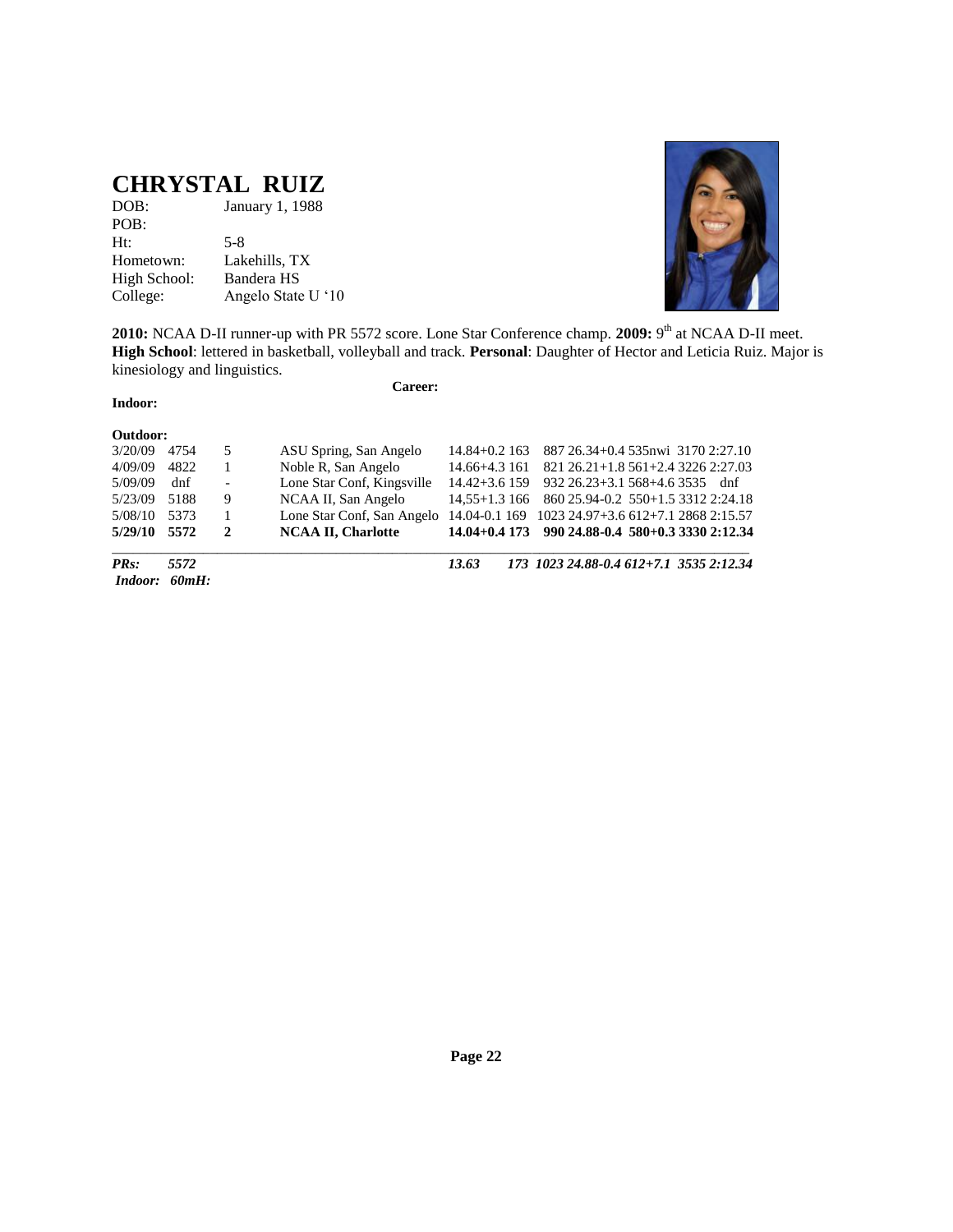# CHRYSTAL RUIZ

| | |
|---|---|
| DOB: | January 1, 1988 |
| POB: | |
| Ht: | 5-8 |
| Hometown: | Lakehills, TX |
| High School: | Bandera HS |
| College: | Angelo State U '10 |

**2010:** NCAA D-II runner-up with PR 5572 score. Lone Star Conference champ. **2009:** 9th at NCAA D-II meet. **High School**: lettered in basketball, volleyball and track. **Personal**: Daughter of Hector and Leticia Ruiz. Major is kinesiology and linguistics.

**Career:**

**Indoor:**

**Outdoor:**

| Date | Score | Place | Meet | 100mH | HJ | SP | 200m | LJ | JT | 800m |
|---|---|---|---|---|---|---|---|---|---|---|
| 3/20/09 | 4754 | 5 | ASU Spring, San Angelo | 14.84+0.2 | 163 | 887 | 26.34+0.4 | 535nwi | 3170 | 2:27.10 |
| 4/09/09 | 4822 | 1 | Noble R, San Angelo | 14.66+4.3 | 161 | 821 | 26.21+1.8 | 561+2.4 | 3226 | 2:27.03 |
| 5/09/09 | dnf | - | Lone Star Conf, Kingsville | 14.42+3.6 | 159 | 932 | 26.23+3.1 | 568+4.6 | 3535 | dnf |
| 5/23/09 | 5188 | 9 | NCAA II, San Angelo | 14,55+1.3 | 166 | 860 | 25.94-0.2 | 550+1.5 | 3312 | 2:24.18 |
| 5/08/10 | 5373 | 1 | Lone Star Conf, San Angelo | 14.04-0.1 | 169 | 1023 | 24.97+3.6 | 612+7.1 | 2868 | 2:15.57 |
| **5/29/10** | **5572** | **2** | **NCAA II, Charlotte** | **14.04+0.4** | **173** | **990** | **24.88-0.4** | **580+0.3** | **3330** | **2:12.34** |
| ***PRs:*** | ***5572*** | | | ***13.63*** | ***173*** | ***1023*** | ***24.88-0.4*** | ***612+7.1*** | ***3535*** | ***2:12.34*** |

***Indoor: 60mH:***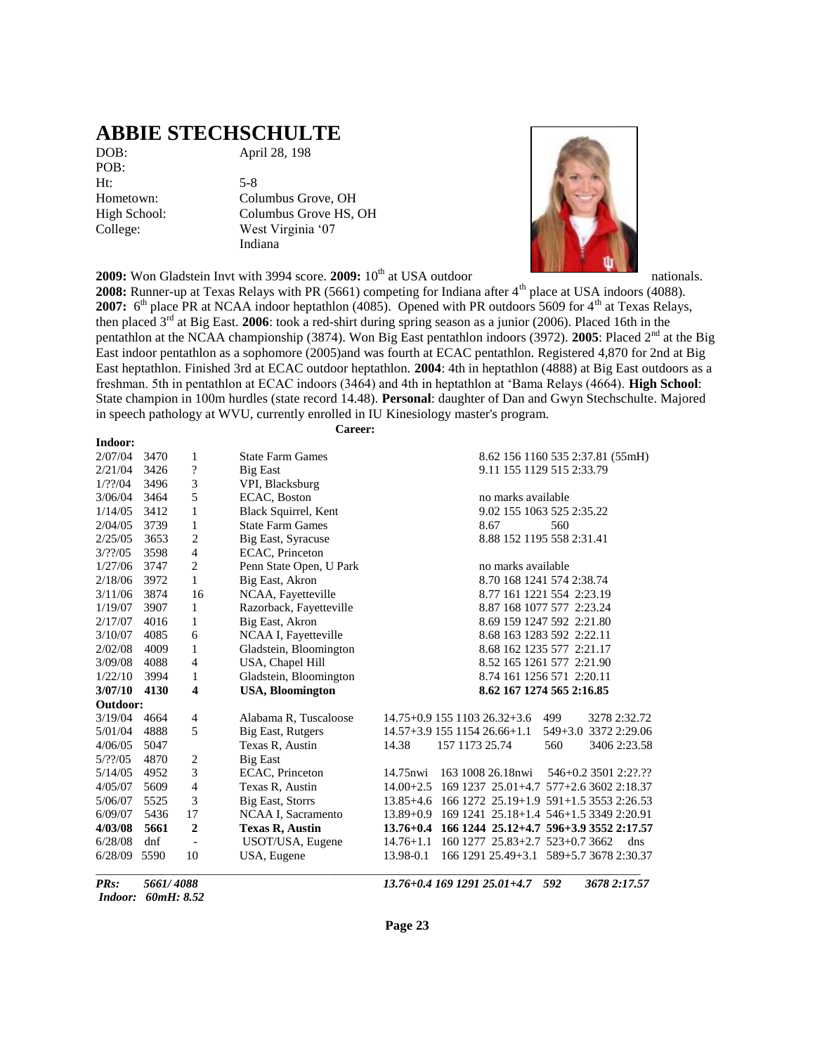# ABBIE STECHSCHULTE

| | |
|---|---|
| DOB: | April 28, 198 |
| POB: | |
| Ht: | 5-8 |
| Hometown: | Columbus Grove, OH |
| High School: | Columbus Grove HS, OH |
| College: | West Virginia '07 Indiana |

**2009:** Won Gladstein Invt with 3994 score. **2009:** 10th at USA outdoor nationals. **2008:** Runner-up at Texas Relays with PR (5661) competing for Indiana after 4th place at USA indoors (4088). **2007:** 6th place PR at NCAA indoor heptathlon (4085). Opened with PR outdoors 5609 for 4th at Texas Relays, then placed 3rd at Big East. **2006**: took a red-shirt during spring season as a junior (2006). Placed 16th in the pentathlon at the NCAA championship (3874). Won Big East pentathlon indoors (3972). **2005**: Placed 2nd at the Big East indoor pentathlon as a sophomore (2005)and was fourth at ECAC pentathlon. Registered 4,870 for 2nd at Big East heptathlon. Finished 3rd at ECAC outdoor heptathlon. **2004**: 4th in heptathlon (4888) at Big East outdoors as a freshman. 5th in pentathlon at ECAC indoors (3464) and 4th in heptathlon at 'Bama Relays (4664). **High School**: State champion in 100m hurdles (state record 14.48). **Personal**: daughter of Dan and Gwyn Stechschulte. Majored in speech pathology at WVU, currently enrolled in IU Kinesiology master's program.

**Career:**

**Indoor:**

| Date | Score | Place | Meet | Marks |
|---|---|---|---|---|
| 2/07/04 | 3470 | 1 | State Farm Games | 8.62 156 1160 535 2:37.81 (55mH) |
| 2/21/04 | 3426 | ? | Big East | 9.11 155 1129 515 2:33.79 |
| 1/??/04 | 3496 | 3 | VPI, Blacksburg | |
| 3/06/04 | 3464 | 5 | ECAC, Boston | no marks available |
| 1/14/05 | 3412 | 1 | Black Squirrel, Kent | 9.02 155 1063 525 2:35.22 |
| 2/04/05 | 3739 | 1 | State Farm Games | 8.67 560 |
| 2/25/05 | 3653 | 2 | Big East, Syracuse | 8.88 152 1195 558 2:31.41 |
| 3/??/05 | 3598 | 4 | ECAC, Princeton | |
| 1/27/06 | 3747 | 2 | Penn State Open, U Park | no marks available |
| 2/18/06 | 3972 | 1 | Big East, Akron | 8.70 168 1241 574 2:38.74 |
| 3/11/06 | 3874 | 16 | NCAA, Fayetteville | 8.77 161 1221 554 2:23.19 |
| 1/19/07 | 3907 | 1 | Razorback, Fayetteville | 8.87 168 1077 577 2:23.24 |
| 2/17/07 | 4016 | 1 | Big East, Akron | 8.69 159 1247 592 2:21.80 |
| 3/10/07 | 4085 | 6 | NCAA I, Fayetteville | 8.68 163 1283 592 2:22.11 |
| 2/02/08 | 4009 | 1 | Gladstein, Bloomington | 8.68 162 1235 577 2:21.17 |
| 3/09/08 | 4088 | 4 | USA, Chapel Hill | 8.52 165 1261 577 2:21.90 |
| 1/22/10 | 3994 | 1 | Gladstein, Bloomington | 8.74 161 1256 571 2:20.11 |
| **3/07/10** | **4130** | **4** | **USA, Bloomington** | **8.62 167 1274 565 2:16.85** |

**Outdoor:**

| Date | Score | Place | Meet | Marks |
|---|---|---|---|---|
| 3/19/04 | 4664 | 4 | Alabama R, Tuscaloose | 14.75+0.9 155 1103 26.32+3.6 499 3278 2:32.72 |
| 5/01/04 | 4888 | 5 | Big East, Rutgers | 14.57+3.9 155 1154 26.66+1.1 549+3.0 3372 2:29.06 |
| 4/06/05 | 5047 | | Texas R, Austin | 14.38 157 1173 25.74 560 3406 2:23.58 |
| 5/??/05 | 4870 | 2 | Big East | |
| 5/14/05 | 4952 | 3 | ECAC, Princeton | 14.75nwi 163 1008 26.18nwi 546+0.2 3501 2:2?.?? |
| 4/05/07 | 5609 | 4 | Texas R, Austin | 14.00+2.5 169 1237 25.01+4.7 577+2.6 3602 2:18.37 |
| 5/06/07 | 5525 | 3 | Big East, Storrs | 13.85+4.6 166 1272 25.19+1.9 591+1.5 3553 2:26.53 |
| 6/09/07 | 5436 | 17 | NCAA I, Sacramento | 13.89+0.9 169 1241 25.18+1.4 546+1.5 3349 2:20.91 |
| **4/03/08** | **5661** | **2** | **Texas R, Austin** | **13.76+0.4 166 1244 25.12+4.7 596+3.9 3552 2:17.57** |
| 6/28/08 | dnf | - | USOT/USA, Eugene | 14.76+1.1 160 1277 25.83+2.7 523+0.7 3662 dns |
| 6/28/09 | 5590 | 10 | USA, Eugene | 13.98-0.1 166 1291 25.49+3.1 589+5.7 3678 2:30.37 |

***PRs: 5661/ 4088*** ***13.76+0.4 169 1291 25.01+4.7 592 3678 2:17.57***

***Indoor: 60mH: 8.52***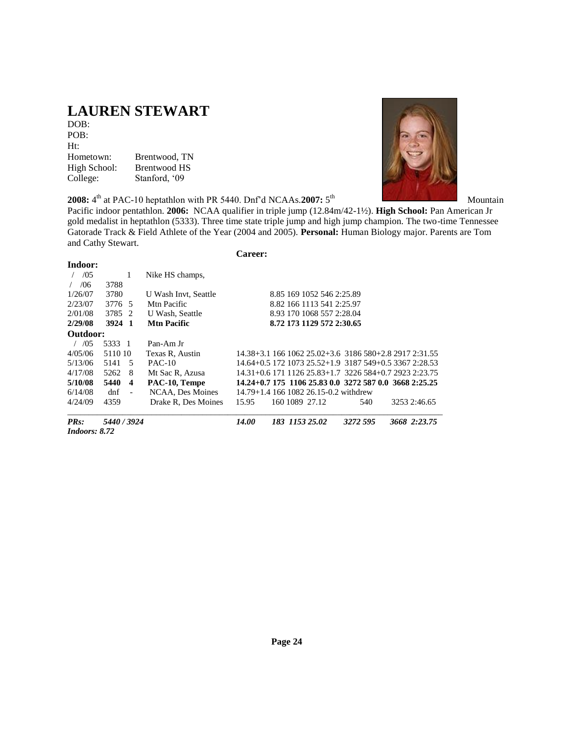# LAUREN STEWART

DOB:
POB:
Ht:
Hometown: Brentwood, TN
High School: Brentwood HS
College: Stanford, '09

**2008:** 4th at PAC-10 heptathlon with PR 5440. Dnf'd NCAAs. **2007:** 5th Mountain Pacific indoor pentathlon. **2006:** NCAA qualifier in triple jump (12.84m/42-1½). **High School:** Pan American Jr gold medalist in heptathlon (5333). Three time state triple jump and high jump champion. The two-time Tennessee Gatorade Track & Field Athlete of the Year (2004 and 2005). **Personal:** Human Biology major. Parents are Tom and Cathy Stewart.

**Career:**

**Indoor:**

| Date | Score | Place | Meet | Results |
|---|---|---|---|---|
| / /05 | | 1 | Nike HS champs, | |
| / /06 | 3788 | | | |
| 1/26/07 | 3780 | | U Wash Invt, Seattle | 8.85 169 1052 546 2:25.89 |
| 2/23/07 | 3776 | 5 | Mtn Pacific | 8.82 166 1113 541 2:25.97 |
| 2/01/08 | 3785 | 2 | U Wash, Seattle | 8.93 170 1068 557 2:28.04 |
| **2/29/08** | **3924** | **1** | **Mtn Pacific** | **8.72 173 1129 572 2:30.65** |

**Outdoor:**

| Date | Score | Place | Meet | Results |
|---|---|---|---|---|
| / /05 | 5333 | 1 | Pan-Am Jr | |
| 4/05/06 | 5110 | 10 | Texas R, Austin | 14.38+3.1 166 1062 25.02+3.6 3186 580+2.8 2917 2:31.55 |
| 5/13/06 | 5141 | 5 | PAC-10 | 14.64+0.5 172 1073 25.52+1.9 3187 549+0.5 3367 2:28.53 |
| 4/17/08 | 5262 | 8 | Mt Sac R, Azusa | 14.31+0.6 171 1126 25.83+1.7 3226 584+0.7 2923 2:23.75 |
| **5/10/08** | **5440** | **4** | **PAC-10, Tempe** | **14.24+0.7 175 1106 25.83 0.0 3272 587 0.0 3668 2:25.25** |
| 6/14/08 | dnf | - | NCAA, Des Moines | 14.79+1.4 166 1082 26.15-0.2 withdrew |
| 4/24/09 | 4359 | | Drake R, Des Moines | 15.95 160 1089 27.12 540 3253 2:46.65 |

***PRs:*** ***5440 / 3924*** ***14.00 183 1153 25.02 3272 595 3668 2:23.75***

***Indoors: 8.72***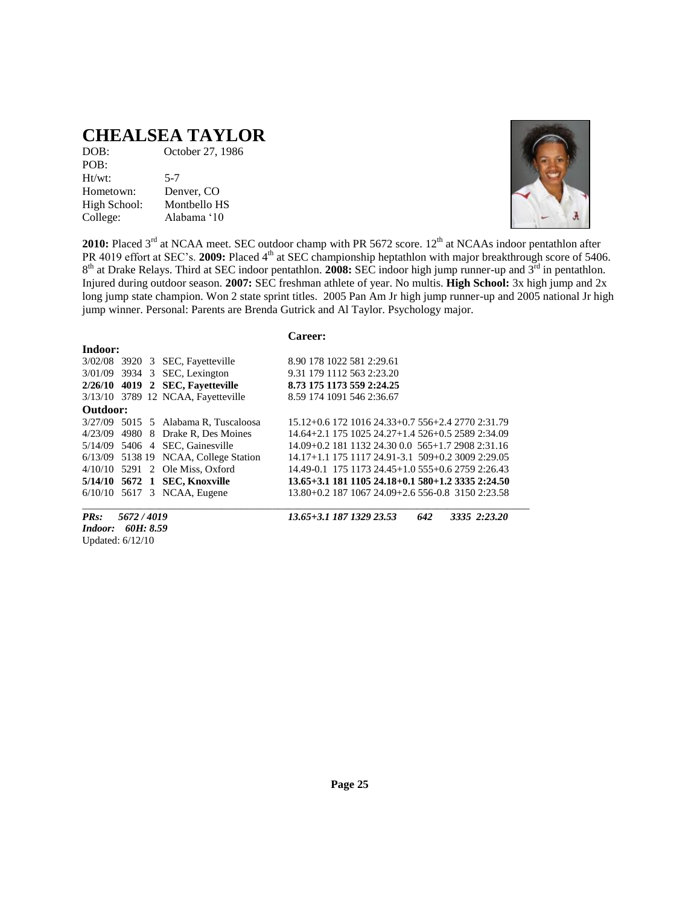# CHEALSEA TAYLOR

DOB: October 27, 1986
POB:
Ht/wt: 5-7
Hometown: Denver, CO
High School: Montbello HS
College: Alabama '10

**2010:** Placed 3rd at NCAA meet. SEC outdoor champ with PR 5672 score. 12th at NCAAs indoor pentathlon after PR 4019 effort at SEC's. **2009:** Placed 4th at SEC championship heptathlon with major breakthrough score of 5406. 8th at Drake Relays. Third at SEC indoor pentathlon. **2008:** SEC indoor high jump runner-up and 3rd in pentathlon. Injured during outdoor season. **2007:** SEC freshman athlete of year. No multis. **High School:** 3x high jump and 2x long jump state champion. Won 2 state sprint titles. 2005 Pan Am Jr high jump runner-up and 2005 national Jr high jump winner. Personal: Parents are Brenda Gutrick and Al Taylor. Psychology major.

**Career:**

| Date | Score | Place | Meet | Marks |
|---|---|---|---|---|
| **Indoor:** | | | | |
| 3/02/08 | 3920 | 3 | SEC, Fayetteville | 8.90 178 1022 581 2:29.61 |
| 3/01/09 | 3934 | 3 | SEC, Lexington | 9.31 179 1112 563 2:23.20 |
| **2/26/10** | **4019** | **2** | **SEC, Fayetteville** | **8.73 175 1173 559 2:24.25** |
| 3/13/10 | 3789 | 12 | NCAA, Fayetteville | 8.59 174 1091 546 2:36.67 |
| **Outdoor:** | | | | |
| 3/27/09 | 5015 | 5 | Alabama R, Tuscaloosa | 15.12+0.6 172 1016 24.33+0.7 556+2.4 2770 2:31.79 |
| 4/23/09 | 4980 | 8 | Drake R, Des Moines | 14.64+2.1 175 1025 24.27+1.4 526+0.5 2589 2:34.09 |
| 5/14/09 | 5406 | 4 | SEC, Gainesville | 14.09+0.2 181 1132 24.30 0.0 565+1.7 2908 2:31.16 |
| 6/13/09 | 5138 | 19 | NCAA, College Station | 14.17+1.1 175 1117 24.91-3.1 509+0.2 3009 2:29.05 |
| 4/10/10 | 5291 | 2 | Ole Miss, Oxford | 14.49-0.1 175 1173 24.45+1.0 555+0.6 2759 2:26.43 |
| **5/14/10** | **5672** | **1** | **SEC, Knoxville** | **13.65+3.1 181 1105 24.18+0.1 580+1.2 3335 2:24.50** |
| 6/10/10 | 5617 | 3 | NCAA, Eugene | 13.80+0.2 187 1067 24.09+2.6 556-0.8 3150 2:23.58 |

*PRs: 5672 / 4019* — *13.65+3.1 187 1329 23.53 642 3335 2:23.20*

*Indoor: 60H: 8.59*

Updated: 6/12/10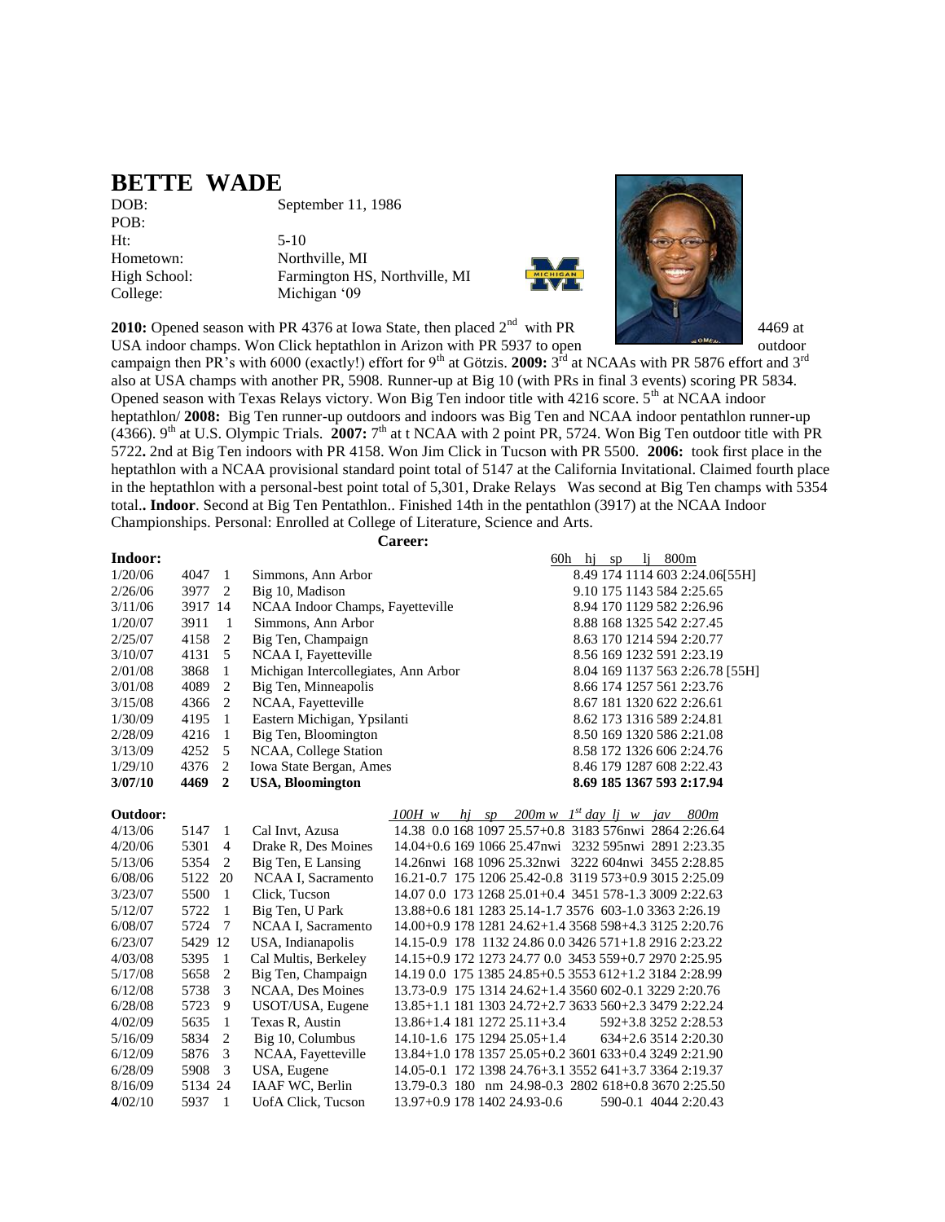# BETTE WADE

DOB: September 11, 1986
POB:
Ht: 5-10
Hometown: Northville, MI
High School: Farmington HS, Northville, MI
College: Michigan '09

**2010:** Opened season with PR 4376 at Iowa State, then placed 2nd with PR 4469 at USA indoor champs. Won Click heptathlon in Arizon with PR 5937 to open outdoor campaign then PR's with 6000 (exactly!) effort for 9th at Götzis. **2009:** 3rd at NCAAs with PR 5876 effort and 3rd also at USA champs with another PR, 5908. Runner-up at Big 10 (with PRs in final 3 events) scoring PR 5834. Opened season with Texas Relays victory. Won Big Ten indoor title with 4216 score. 5th at NCAA indoor heptathlon/ **2008:** Big Ten runner-up outdoors and indoors was Big Ten and NCAA indoor pentathlon runner-up (4366). 9th at U.S. Olympic Trials. **2007:** 7th at t NCAA with 2 point PR, 5724. Won Big Ten outdoor title with PR 5722**.** 2nd at Big Ten indoors with PR 4158. Won Jim Click in Tucson with PR 5500. **2006:** took first place in the heptathlon with a NCAA provisional standard point total of 5147 at the California Invitational. Claimed fourth place in the heptathlon with a personal-best point total of 5,301, Drake Relays Was second at Big Ten champs with 5354 total.**. Indoor**. Second at Big Ten Pentathlon.. Finished 14th in the pentathlon (3917) at the NCAA Indoor Championships. Personal: Enrolled at College of Literature, Science and Arts.

**Career:**

**Indoor:**

| Date | Pts | Pl | Meet | 60h hj sp lj 800m |
|---|---|---|---|---|
| 1/20/06 | 4047 | 1 | Simmons, Ann Arbor | 8.49 174 1114 603 2:24.06[55H] |
| 2/26/06 | 3977 | 2 | Big 10, Madison | 9.10 175 1143 584 2:25.65 |
| 3/11/06 | 3917 | 14 | NCAA Indoor Champs, Fayetteville | 8.94 170 1129 582 2:26.96 |
| 1/20/07 | 3911 | 1 | Simmons, Ann Arbor | 8.88 168 1325 542 2:27.45 |
| 2/25/07 | 4158 | 2 | Big Ten, Champaign | 8.63 170 1214 594 2:20.77 |
| 3/10/07 | 4131 | 5 | NCAA I, Fayetteville | 8.56 169 1232 591 2:23.19 |
| 2/01/08 | 3868 | 1 | Michigan Intercollegiates, Ann Arbor | 8.04 169 1137 563 2:26.78 [55H] |
| 3/01/08 | 4089 | 2 | Big Ten, Minneapolis | 8.66 174 1257 561 2:23.76 |
| 3/15/08 | 4366 | 2 | NCAA, Fayetteville | 8.67 181 1320 622 2:26.61 |
| 1/30/09 | 4195 | 1 | Eastern Michigan, Ypsilanti | 8.62 173 1316 589 2:24.81 |
| 2/28/09 | 4216 | 1 | Big Ten, Bloomington | 8.50 169 1320 586 2:21.08 |
| 3/13/09 | 4252 | 5 | NCAA, College Station | 8.58 172 1326 606 2:24.76 |
| 1/29/10 | 4376 | 2 | Iowa State Bergan, Ames | 8.46 179 1287 608 2:22.43 |
| **3/07/10** | **4469** | **2** | **USA, Bloomington** | **8.69 185 1367 593 2:17.94** |

**Outdoor:**

| Date | Pts | Pl | Meet | *100H w hj sp 200m w 1st day lj w jav 800m* |
|---|---|---|---|---|
| 4/13/06 | 5147 | 1 | Cal Invt, Azusa | 14.38 0.0 168 1097 25.57+0.8 3183 576nwi 2864 2:26.64 |
| 4/20/06 | 5301 | 4 | Drake R, Des Moines | 14.04+0.6 169 1066 25.47nwi 3232 595nwi 2891 2:23.35 |
| 5/13/06 | 5354 | 2 | Big Ten, E Lansing | 14.26nwi 168 1096 25.32nwi 3222 604nwi 3455 2:28.85 |
| 6/08/06 | 5122 | 20 | NCAA I, Sacramento | 16.21-0.7 175 1206 25.42-0.8 3119 573+0.9 3015 2:25.09 |
| 3/23/07 | 5500 | 1 | Click, Tucson | 14.07 0.0 173 1268 25.01+0.4 3451 578-1.3 3009 2:22.63 |
| 5/12/07 | 5722 | 1 | Big Ten, U Park | 13.88+0.6 181 1283 25.14-1.7 3576 603-1.0 3363 2:26.19 |
| 6/08/07 | 5724 | 7 | NCAA I, Sacramento | 14.00+0.9 178 1281 24.62+1.4 3568 598+4.3 3125 2:20.76 |
| 6/23/07 | 5429 | 12 | USA, Indianapolis | 14.15-0.9 178 1132 24.86 0.0 3426 571+1.8 2916 2:23.22 |
| 4/03/08 | 5395 | 1 | Cal Multis, Berkeley | 14.15+0.9 172 1273 24.77 0.0 3453 559+0.7 2970 2:25.95 |
| 5/17/08 | 5658 | 2 | Big Ten, Champaign | 14.19 0.0 175 1385 24.85+0.5 3553 612+1.2 3184 2:28.99 |
| 6/12/08 | 5738 | 3 | NCAA, Des Moines | 13.73-0.9 175 1314 24.62+1.4 3560 602-0.1 3229 2:20.76 |
| 6/28/08 | 5723 | 9 | USOT/USA, Eugene | 13.85+1.1 181 1303 24.72+2.7 3633 560+2.3 3479 2:22.24 |
| 4/02/09 | 5635 | 1 | Texas R, Austin | 13.86+1.4 181 1272 25.11+3.4 592+3.8 3252 2:28.53 |
| 5/16/09 | 5834 | 2 | Big 10, Columbus | 14.10-1.6 175 1294 25.05+1.4 634+2.6 3514 2:20.30 |
| 6/12/09 | 5876 | 3 | NCAA, Fayetteville | 13.84+1.0 178 1357 25.05+0.2 3601 633+0.4 3249 2:21.90 |
| 6/28/09 | 5908 | 3 | USA, Eugene | 14.05-0.1 172 1398 24.76+3.1 3552 641+3.7 3364 2:19.37 |
| 8/16/09 | 5134 | 24 | IAAF WC, Berlin | 13.79-0.3 180 nm 24.98-0.3 2802 618+0.8 3670 2:25.50 |
| **4**/02/10 | 5937 | 1 | UofA Click, Tucson | 13.97+0.9 178 1402 24.93-0.6 590-0.1 4044 2:20.43 |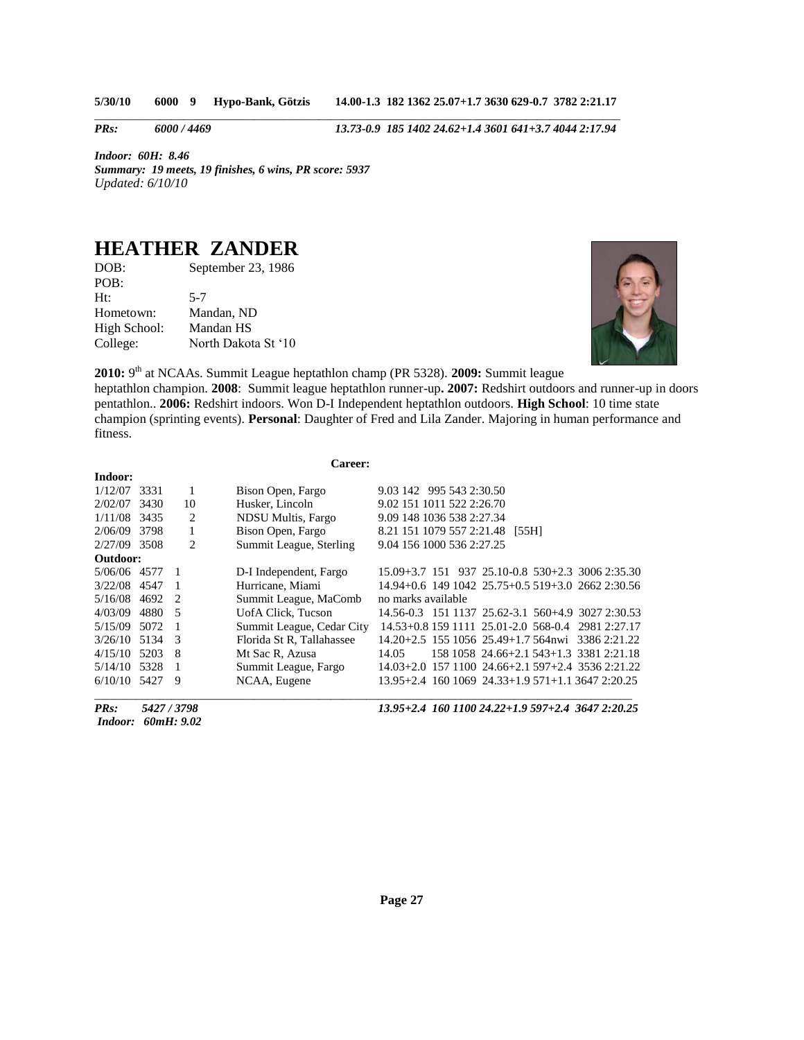**5/30/10 6000 9 Hypo-Bank, Götzis 14.00-1.3 182 1362 25.07+1.7 3630 629-0.7 3782 2:21.17**

***PRs: 6000 / 4469 13.73-0.9 185 1402 24.62+1.4 3601 641+3.7 4044 2:17.94***

***Indoor: 60H: 8.46***
***Summary: 19 meets, 19 finishes, 6 wins, PR score: 5937***
*Updated: 6/10/10*

# HEATHER ZANDER

| | |
|---|---|
| DOB: | September 23, 1986 |
| POB: | |
| Ht: | 5-7 |
| Hometown: | Mandan, ND |
| High School: | Mandan HS |
| College: | North Dakota St '10 |

**2010:** 9th at NCAAs. Summit League heptathlon champ (PR 5328). **2009:** Summit league heptathlon champion. **2008**: Summit league heptathlon runner-up**. 2007:** Redshirt outdoors and runner-up in doors pentathlon.. **2006:** Redshirt indoors. Won D-I Independent heptathlon outdoors. **High School**: 10 time state champion (sprinting events). **Personal**: Daughter of Fred and Lila Zander. Majoring in human performance and fitness.

**Career:**

| | | | | |
|---|---|---|---|---|
| **Indoor:** | | | | |
| 1/12/07 | 3331 | 1 | Bison Open, Fargo | 9.03 142 995 543 2:30.50 |
| 2/02/07 | 3430 | 10 | Husker, Lincoln | 9.02 151 1011 522 2:26.70 |
| 1/11/08 | 3435 | 2 | NDSU Multis, Fargo | 9.09 148 1036 538 2:27.34 |
| 2/06/09 | 3798 | 1 | Bison Open, Fargo | 8.21 151 1079 557 2:21.48 [55H] |
| 2/27/09 | 3508 | 2 | Summit League, Sterling | 9.04 156 1000 536 2:27.25 |
| **Outdoor:** | | | | |
| 5/06/06 | 4577 | 1 | D-I Independent, Fargo | 15.09+3.7 151 937 25.10-0.8 530+2.3 3006 2:35.30 |
| 3/22/08 | 4547 | 1 | Hurricane, Miami | 14.94+0.6 149 1042 25.75+0.5 519+3.0 2662 2:30.56 |
| 5/16/08 | 4692 | 2 | Summit League, MaComb | no marks available |
| 4/03/09 | 4880 | 5 | UofA Click, Tucson | 14.56-0.3 151 1137 25.62-3.1 560+4.9 3027 2:30.53 |
| 5/15/09 | 5072 | 1 | Summit League, Cedar City | 14.53+0.8 159 1111 25.01-2.0 568-0.4 2981 2:27.17 |
| 3/26/10 | 5134 | 3 | Florida St R, Tallahassee | 14.20+2.5 155 1056 25.49+1.7 564nwi 3386 2:21.22 |
| 4/15/10 | 5203 | 8 | Mt Sac R, Azusa | 14.05 158 1058 24.66+2.1 543+1.3 3381 2:21.18 |
| 5/14/10 | 5328 | 1 | Summit League, Fargo | 14.03+2.0 157 1100 24.66+2.1 597+2.4 3536 2:21.22 |
| 6/10/10 | 5427 | 9 | NCAA, Eugene | 13.95+2.4 160 1069 24.33+1.9 571+1.1 3647 2:20.25 |

***PRs: 5427 / 3798 13.95+2.4 160 1100 24.22+1.9 597+2.4 3647 2:20.25***
***Indoor: 60mH: 9.02***